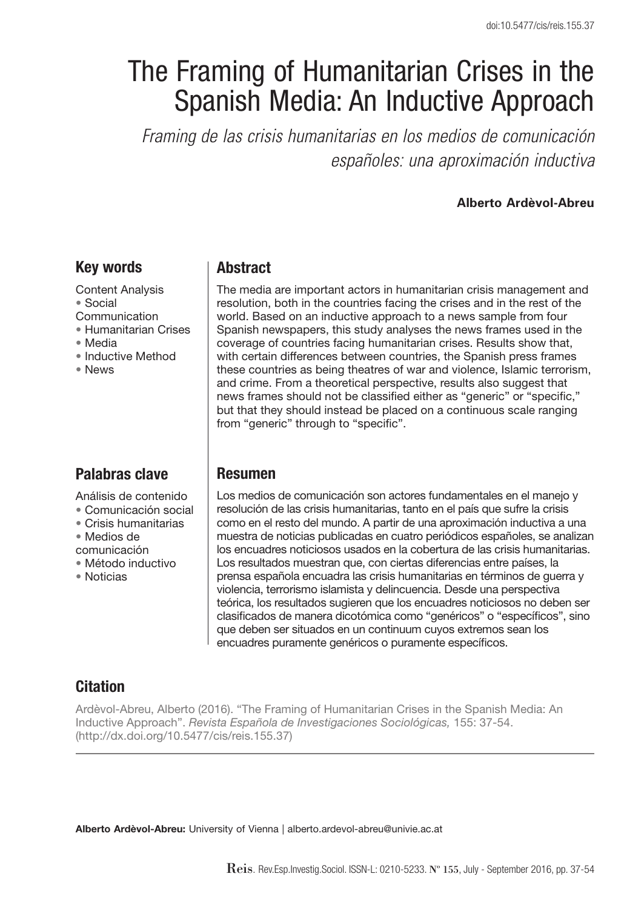doi:10.5477/cis/reis.155.37

# The Framing of Humanitarian Crises in the Spanish Media: An Inductive Approach

*Framing de las crisis humanitarias en los medios de comunicación españoles: una aproximación inductiva*

**Alberto Ardèvol-Abreu**

## Key words

Content Analysis
• Social Communication
• Humanitarian Crises
• Media
• Inductive Method
• News

## Abstract

The media are important actors in humanitarian crisis management and resolution, both in the countries facing the crises and in the rest of the world. Based on an inductive approach to a news sample from four Spanish newspapers, this study analyses the news frames used in the coverage of countries facing humanitarian crises. Results show that, with certain differences between countries, the Spanish press frames these countries as being theatres of war and violence, Islamic terrorism, and crime. From a theoretical perspective, results also suggest that news frames should not be classified either as "generic" or "specific," but that they should instead be placed on a continuous scale ranging from "generic" through to "specific".

## Palabras clave

Análisis de contenido
• Comunicación social
• Crisis humanitarias
• Medios de comunicación
• Método inductivo
• Noticias

## Resumen

Los medios de comunicación son actores fundamentales en el manejo y resolución de las crisis humanitarias, tanto en el país que sufre la crisis como en el resto del mundo. A partir de una aproximación inductiva a una muestra de noticias publicadas en cuatro periódicos españoles, se analizan los encuadres noticiosos usados en la cobertura de las crisis humanitarias. Los resultados muestran que, con ciertas diferencias entre países, la prensa española encuadra las crisis humanitarias en términos de guerra y violencia, terrorismo islamista y delincuencia. Desde una perspectiva teórica, los resultados sugieren que los encuadres noticiosos no deben ser clasificados de manera dicotómica como "genéricos" o "específicos", sino que deben ser situados en un continuum cuyos extremos sean los encuadres puramente genéricos o puramente específicos.

## Citation

Ardèvol-Abreu, Alberto (2016). "The Framing of Humanitarian Crises in the Spanish Media: An Inductive Approach". *Revista Española de Investigaciones Sociológicas,* 155: 37-54. (http://dx.doi.org/10.5477/cis/reis.155.37)

**Alberto Ardèvol-Abreu:** University of Vienna | alberto.ardevol-abreu@univie.ac.at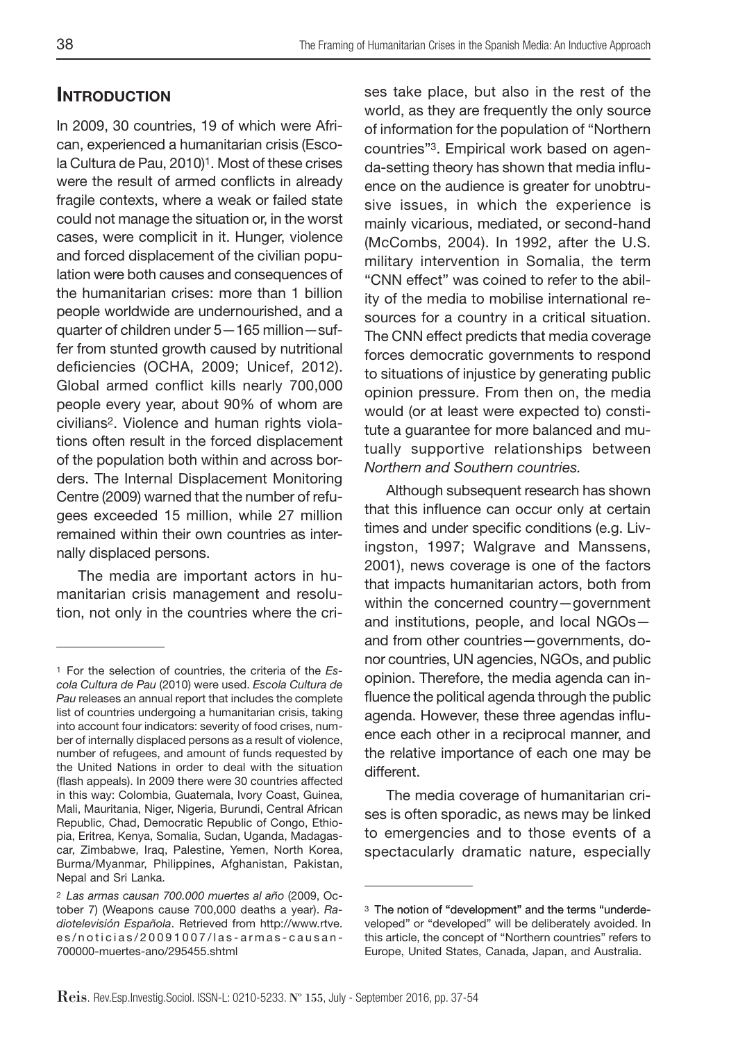## Introduction

In 2009, 30 countries, 19 of which were African, experienced a humanitarian crisis (Escola Cultura de Pau, 2010)[1]. Most of these crises were the result of armed conflicts in already fragile contexts, where a weak or failed state could not manage the situation or, in the worst cases, were complicit in it. Hunger, violence and forced displacement of the civilian population were both causes and consequences of the humanitarian crises: more than 1 billion people worldwide are undernourished, and a quarter of children under 5—165 million—suffer from stunted growth caused by nutritional deficiencies (OCHA, 2009; Unicef, 2012). Global armed conflict kills nearly 700,000 people every year, about 90% of whom are civilians[2]. Violence and human rights violations often result in the forced displacement of the population both within and across borders. The Internal Displacement Monitoring Centre (2009) warned that the number of refugees exceeded 15 million, while 27 million remained within their own countries as internally displaced persons.

The media are important actors in humanitarian crisis management and resolution, not only in the countries where the crises take place, but also in the rest of the world, as they are frequently the only source of information for the population of "Northern countries"[3]. Empirical work based on agenda-setting theory has shown that media influence on the audience is greater for unobtrusive issues, in which the experience is mainly vicarious, mediated, or second-hand (McCombs, 2004). In 1992, after the U.S. military intervention in Somalia, the term "CNN effect" was coined to refer to the ability of the media to mobilise international resources for a country in a critical situation. The CNN effect predicts that media coverage forces democratic governments to respond to situations of injustice by generating public opinion pressure. From then on, the media would (or at least were expected to) constitute a guarantee for more balanced and mutually supportive relationships between *Northern and Southern countries.*

Although subsequent research has shown that this influence can occur only at certain times and under specific conditions (e.g. Livingston, 1997; Walgrave and Manssens, 2001), news coverage is one of the factors that impacts humanitarian actors, both from within the concerned country—government and institutions, people, and local NGOs—and from other countries—governments, donor countries, UN agencies, NGOs, and public opinion. Therefore, the media agenda can influence the political agenda through the public agenda. However, these three agendas influence each other in a reciprocal manner, and the relative importance of each one may be different.

The media coverage of humanitarian crises is often sporadic, as news may be linked to emergencies and to those events of a spectacularly dramatic nature, especially

---

[1] For the selection of countries, the criteria of the *Escola Cultura de Pau* (2010) were used. *Escola Cultura de Pau* releases an annual report that includes the complete list of countries undergoing a humanitarian crisis, taking into account four indicators: severity of food crises, number of internally displaced persons as a result of violence, number of refugees, and amount of funds requested by the United Nations in order to deal with the situation (flash appeals). In 2009 there were 30 countries affected in this way: Colombia, Guatemala, Ivory Coast, Guinea, Mali, Mauritania, Niger, Nigeria, Burundi, Central African Republic, Chad, Democratic Republic of Congo, Ethiopia, Eritrea, Kenya, Somalia, Sudan, Uganda, Madagascar, Zimbabwe, Iraq, Palestine, Yemen, North Korea, Burma/Myanmar, Philippines, Afghanistan, Pakistan, Nepal and Sri Lanka.

[2] *Las armas causan 700.000 muertes al año* (2009, October 7) (Weapons cause 700,000 deaths a year). *Radiotelevisión Española*. Retrieved from http://www.rtve.es/noticias/20091007/las-armas-causan-700000-muertes-ano/295455.shtml

[3] The notion of "development" and the terms "underdeveloped" or "developed" will be deliberately avoided. In this article, the concept of "Northern countries" refers to Europe, United States, Canada, Japan, and Australia.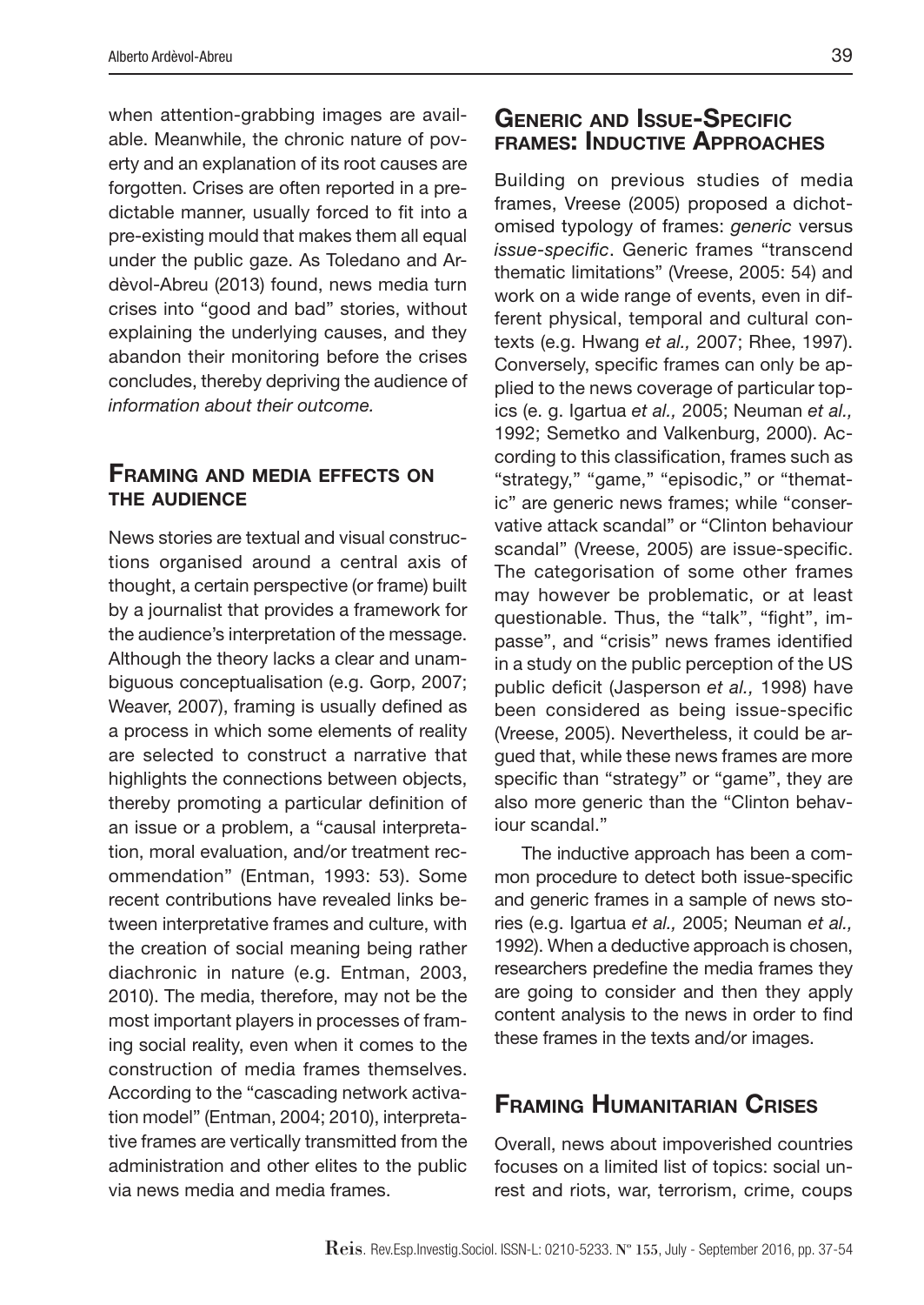when attention-grabbing images are available. Meanwhile, the chronic nature of poverty and an explanation of its root causes are forgotten. Crises are often reported in a predictable manner, usually forced to fit into a pre-existing mould that makes them all equal under the public gaze. As Toledano and Ardèvol-Abreu (2013) found, news media turn crises into "good and bad" stories, without explaining the underlying causes, and they abandon their monitoring before the crises concludes, thereby depriving the audience of *information about their outcome.*

## Framing and media effects on the audience

News stories are textual and visual constructions organised around a central axis of thought, a certain perspective (or frame) built by a journalist that provides a framework for the audience's interpretation of the message. Although the theory lacks a clear and unambiguous conceptualisation (e.g. Gorp, 2007; Weaver, 2007), framing is usually defined as a process in which some elements of reality are selected to construct a narrative that highlights the connections between objects, thereby promoting a particular definition of an issue or a problem, a "causal interpretation, moral evaluation, and/or treatment recommendation" (Entman, 1993: 53). Some recent contributions have revealed links between interpretative frames and culture, with the creation of social meaning being rather diachronic in nature (e.g. Entman, 2003, 2010). The media, therefore, may not be the most important players in processes of framing social reality, even when it comes to the construction of media frames themselves. According to the "cascading network activation model" (Entman, 2004; 2010), interpretative frames are vertically transmitted from the administration and other elites to the public via news media and media frames.

## Generic and Issue-Specific frames: Inductive Approaches

Building on previous studies of media frames, Vreese (2005) proposed a dichotomised typology of frames: *generic* versus *issue-specific*. Generic frames "transcend thematic limitations" (Vreese, 2005: 54) and work on a wide range of events, even in different physical, temporal and cultural contexts (e.g. Hwang *et al.,* 2007; Rhee, 1997). Conversely, specific frames can only be applied to the news coverage of particular topics (e. g. Igartua *et al.,* 2005; Neuman *et al.,* 1992; Semetko and Valkenburg, 2000). According to this classification, frames such as "strategy," "game," "episodic," or "thematic" are generic news frames; while "conservative attack scandal" or "Clinton behaviour scandal" (Vreese, 2005) are issue-specific. The categorisation of some other frames may however be problematic, or at least questionable. Thus, the "talk", "fight", impasse", and "crisis" news frames identified in a study on the public perception of the US public deficit (Jasperson *et al.,* 1998) have been considered as being issue-specific (Vreese, 2005). Nevertheless, it could be argued that, while these news frames are more specific than "strategy" or "game", they are also more generic than the "Clinton behaviour scandal."

The inductive approach has been a common procedure to detect both issue-specific and generic frames in a sample of news stories (e.g. Igartua *et al.,* 2005; Neuman *et al.,* 1992). When a deductive approach is chosen, researchers predefine the media frames they are going to consider and then they apply content analysis to the news in order to find these frames in the texts and/or images.

## Framing Humanitarian Crises

Overall, news about impoverished countries focuses on a limited list of topics: social unrest and riots, war, terrorism, crime, coups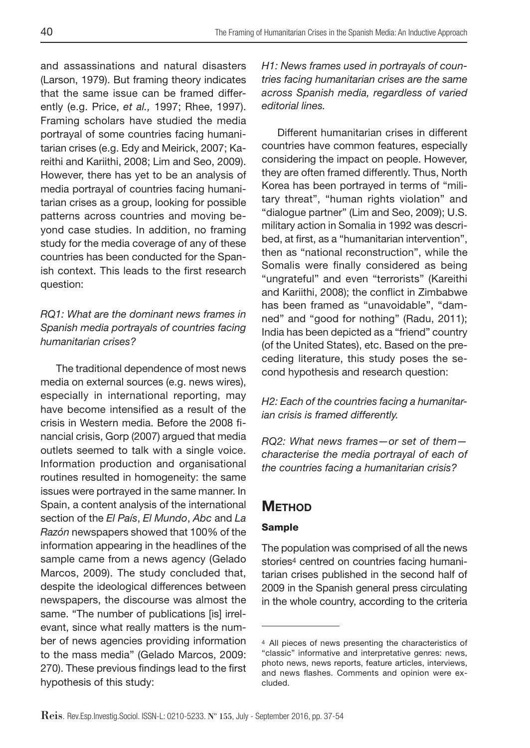and assassinations and natural disasters (Larson, 1979). But framing theory indicates that the same issue can be framed differently (e.g. Price, *et al.,* 1997; Rhee, 1997). Framing scholars have studied the media portrayal of some countries facing humanitarian crises (e.g. Edy and Meirick, 2007; Kareithi and Kariithi, 2008; Lim and Seo, 2009). However, there has yet to be an analysis of media portrayal of countries facing humanitarian crises as a group, looking for possible patterns across countries and moving beyond case studies. In addition, no framing study for the media coverage of any of these countries has been conducted for the Spanish context. This leads to the first research question:

*RQ1: What are the dominant news frames in Spanish media portrayals of countries facing humanitarian crises?*

The traditional dependence of most news media on external sources (e.g. news wires), especially in international reporting, may have become intensified as a result of the crisis in Western media. Before the 2008 financial crisis, Gorp (2007) argued that media outlets seemed to talk with a single voice. Information production and organisational routines resulted in homogeneity: the same issues were portrayed in the same manner. In Spain, a content analysis of the international section of the *El País*, *El Mundo*, *Abc* and *La Razón* newspapers showed that 100% of the information appearing in the headlines of the sample came from a news agency (Gelado Marcos, 2009). The study concluded that, despite the ideological differences between newspapers, the discourse was almost the same. "The number of publications [is] irrelevant, since what really matters is the number of news agencies providing information to the mass media" (Gelado Marcos, 2009: 270). These previous findings lead to the first hypothesis of this study:

*H1: News frames used in portrayals of countries facing humanitarian crises are the same across Spanish media, regardless of varied editorial lines.*

Different humanitarian crises in different countries have common features, especially considering the impact on people. However, they are often framed differently. Thus, North Korea has been portrayed in terms of "military threat", "human rights violation" and "dialogue partner" (Lim and Seo, 2009); U.S. military action in Somalia in 1992 was described, at first, as a "humanitarian intervention", then as "national reconstruction", while the Somalis were finally considered as being "ungrateful" and even "terrorists" (Kareithi and Kariithi, 2008); the conflict in Zimbabwe has been framed as "unavoidable", "damned" and "good for nothing" (Radu, 2011); India has been depicted as a "friend" country (of the United States), etc. Based on the preceding literature, this study poses the second hypothesis and research question:

*H2: Each of the countries facing a humanitarian crisis is framed differently.*

*RQ2: What news frames—or set of them—characterise the media portrayal of each of the countries facing a humanitarian crisis?*

## Method

### Sample

The population was comprised of all the news stories[4] centred on countries facing humanitarian crises published in the second half of 2009 in the Spanish general press circulating in the whole country, according to the criteria

[4] All pieces of news presenting the characteristics of "classic" informative and interpretative genres: news, photo news, news reports, feature articles, interviews, and news flashes. Comments and opinion were excluded.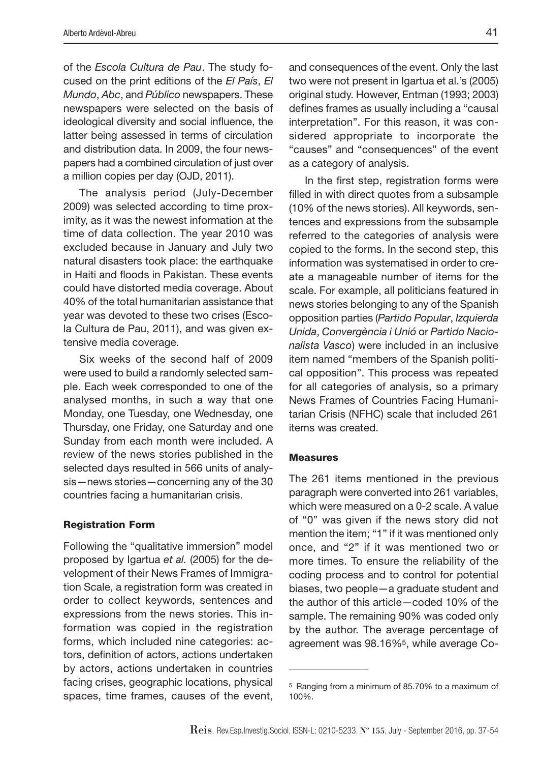of the *Escola Cultura de Pau*. The study focused on the print editions of the *El País*, *El Mundo*, *Abc*, and *Público* newspapers. These newspapers were selected on the basis of ideological diversity and social influence, the latter being assessed in terms of circulation and distribution data. In 2009, the four newspapers had a combined circulation of just over a million copies per day (OJD, 2011).

The analysis period (July-December 2009) was selected according to time proximity, as it was the newest information at the time of data collection. The year 2010 was excluded because in January and July two natural disasters took place: the earthquake in Haiti and floods in Pakistan. These events could have distorted media coverage. About 40% of the total humanitarian assistance that year was devoted to these two crises (Escola Cultura de Pau, 2011), and was given extensive media coverage.

Six weeks of the second half of 2009 were used to build a randomly selected sample. Each week corresponded to one of the analysed months, in such a way that one Monday, one Tuesday, one Wednesday, one Thursday, one Friday, one Saturday and one Sunday from each month were included. A review of the news stories published in the selected days resulted in 566 units of analysis—news stories—concerning any of the 30 countries facing a humanitarian crisis.

### Registration Form

Following the "qualitative immersion" model proposed by Igartua *et al.* (2005) for the development of their News Frames of Immigration Scale, a registration form was created in order to collect keywords, sentences and expressions from the news stories. This information was copied in the registration forms, which included nine categories: actors, definition of actors, actions undertaken by actors, actions undertaken in countries facing crises, geographic locations, physical spaces, time frames, causes of the event, and consequences of the event. Only the last two were not present in Igartua et al.'s (2005) original study. However, Entman (1993; 2003) defines frames as usually including a "causal interpretation". For this reason, it was considered appropriate to incorporate the "causes" and "consequences" of the event as a category of analysis.

In the first step, registration forms were filled in with direct quotes from a subsample (10% of the news stories). All keywords, sentences and expressions from the subsample referred to the categories of analysis were copied to the forms. In the second step, this information was systematised in order to create a manageable number of items for the scale. For example, all politicians featured in news stories belonging to any of the Spanish opposition parties (*Partido Popular*, *Izquierda Unida*, *Convergència i Unió* or *Partido Nacionalista Vasco*) were included in an inclusive item named "members of the Spanish political opposition". This process was repeated for all categories of analysis, so a primary News Frames of Countries Facing Humanitarian Crisis (NFHC) scale that included 261 items was created.

### Measures

The 261 items mentioned in the previous paragraph were converted into 261 variables, which were measured on a 0-2 scale. A value of "0" was given if the news story did not mention the item; "1" if it was mentioned only once, and "2" if it was mentioned two or more times. To ensure the reliability of the coding process and to control for potential biases, two people—a graduate student and the author of this article—coded 10% of the sample. The remaining 90% was coded only by the author. The average percentage of agreement was 98.16%[5], while average Co-

[5] Ranging from a minimum of 85.70% to a maximum of 100%.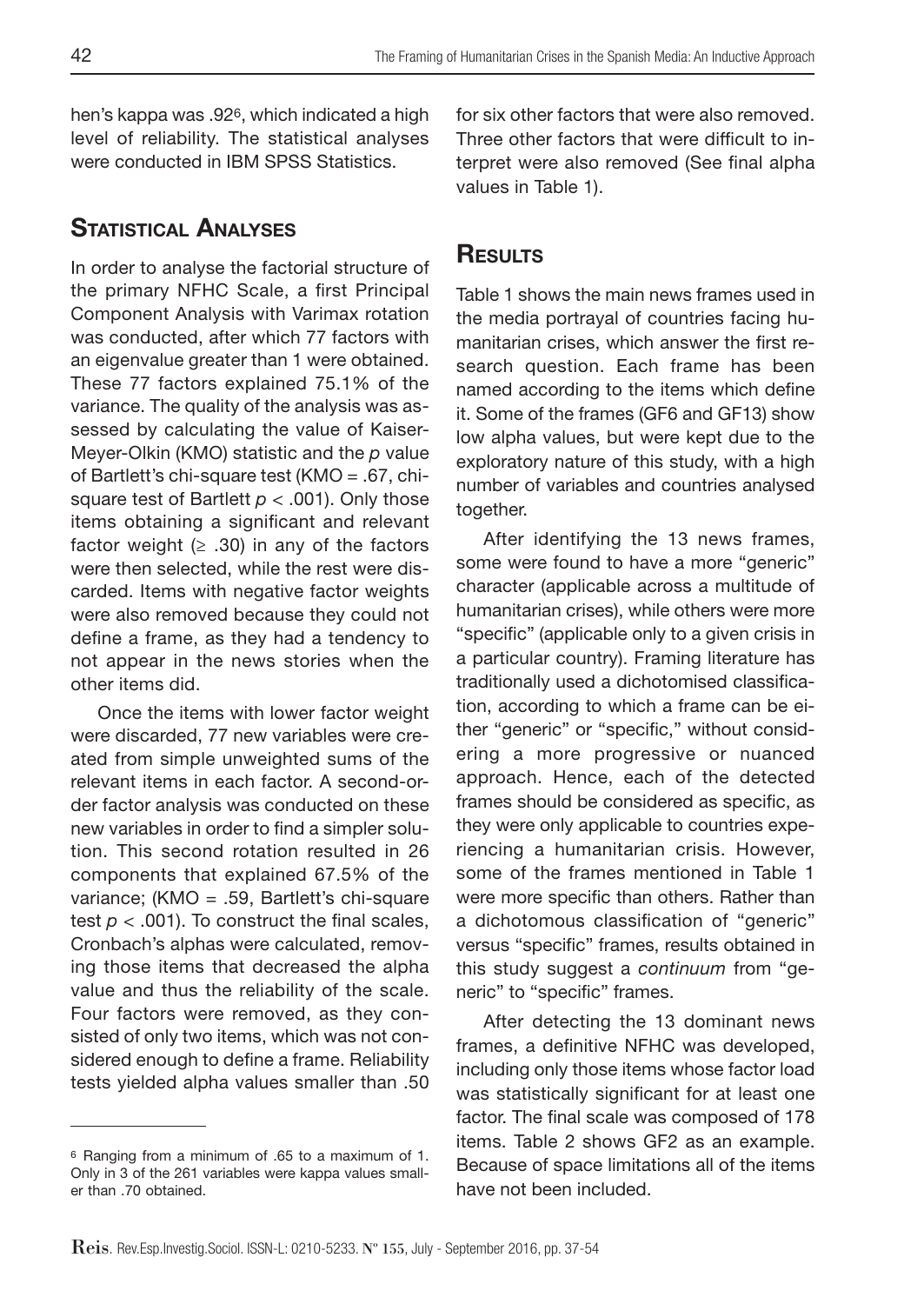hen's kappa was .92[6], which indicated a high level of reliability. The statistical analyses were conducted in IBM SPSS Statistics.

## Statistical Analyses

In order to analyse the factorial structure of the primary NFHC Scale, a first Principal Component Analysis with Varimax rotation was conducted, after which 77 factors with an eigenvalue greater than 1 were obtained. These 77 factors explained 75.1% of the variance. The quality of the analysis was assessed by calculating the value of Kaiser-Meyer-Olkin (KMO) statistic and the $p$ value of Bartlett's chi-square test (KMO = .67, chi-square test of Bartlett $p < .001$). Only those items obtaining a significant and relevant factor weight ($\geq .30$) in any of the factors were then selected, while the rest were discarded. Items with negative factor weights were also removed because they could not define a frame, as they had a tendency to not appear in the news stories when the other items did.

Once the items with lower factor weight were discarded, 77 new variables were created from simple unweighted sums of the relevant items in each factor. A second-order factor analysis was conducted on these new variables in order to find a simpler solution. This second rotation resulted in 26 components that explained 67.5% of the variance; (KMO = .59, Bartlett's chi-square test $p < .001$). To construct the final scales, Cronbach's alphas were calculated, removing those items that decreased the alpha value and thus the reliability of the scale. Four factors were removed, as they consisted of only two items, which was not considered enough to define a frame. Reliability tests yielded alpha values smaller than .50 for six other factors that were also removed. Three other factors that were difficult to interpret were also removed (See final alpha values in Table 1).

## Results

Table 1 shows the main news frames used in the media portrayal of countries facing humanitarian crises, which answer the first research question. Each frame has been named according to the items which define it. Some of the frames (GF6 and GF13) show low alpha values, but were kept due to the exploratory nature of this study, with a high number of variables and countries analysed together.

After identifying the 13 news frames, some were found to have a more "generic" character (applicable across a multitude of humanitarian crises), while others were more "specific" (applicable only to a given crisis in a particular country). Framing literature has traditionally used a dichotomised classification, according to which a frame can be either "generic" or "specific," without considering a more progressive or nuanced approach. Hence, each of the detected frames should be considered as specific, as they were only applicable to countries experiencing a humanitarian crisis. However, some of the frames mentioned in Table 1 were more specific than others. Rather than a dichotomous classification of "generic" versus "specific" frames, results obtained in this study suggest a *continuum* from "generic" to "specific" frames.

After detecting the 13 dominant news frames, a definitive NFHC was developed, including only those items whose factor load was statistically significant for at least one factor. The final scale was composed of 178 items. Table 2 shows GF2 as an example. Because of space limitations all of the items have not been included.

---

[6] Ranging from a minimum of .65 to a maximum of 1. Only in 3 of the 261 variables were kappa values smaller than .70 obtained.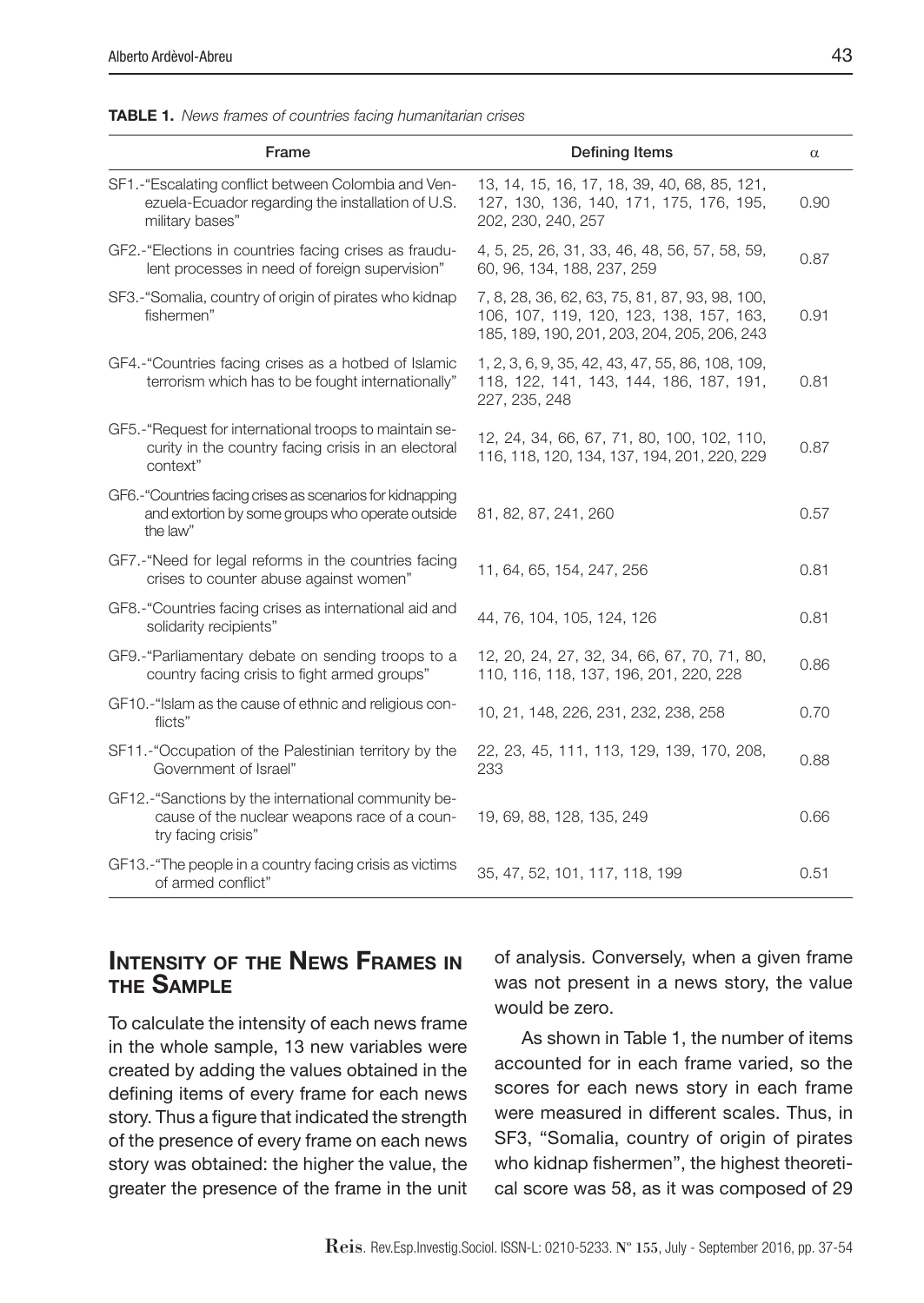**TABLE 1.** *News frames of countries facing humanitarian crises*

| Frame | Defining Items | α |
|---|---|---|
| SF1.-"Escalating conflict between Colombia and Venezuela-Ecuador regarding the installation of U.S. military bases" | 13, 14, 15, 16, 17, 18, 39, 40, 68, 85, 121, 127, 130, 136, 140, 171, 175, 176, 195, 202, 230, 240, 257 | 0.90 |
| GF2.-"Elections in countries facing crises as fraudulent processes in need of foreign supervision" | 4, 5, 25, 26, 31, 33, 46, 48, 56, 57, 58, 59, 60, 96, 134, 188, 237, 259 | 0.87 |
| SF3.-"Somalia, country of origin of pirates who kidnap fishermen" | 7, 8, 28, 36, 62, 63, 75, 81, 87, 93, 98, 100, 106, 107, 119, 120, 123, 138, 157, 163, 185, 189, 190, 201, 203, 204, 205, 206, 243 | 0.91 |
| GF4.-"Countries facing crises as a hotbed of Islamic terrorism which has to be fought internationally" | 1, 2, 3, 6, 9, 35, 42, 43, 47, 55, 86, 108, 109, 118, 122, 141, 143, 144, 186, 187, 191, 227, 235, 248 | 0.81 |
| GF5.-"Request for international troops to maintain security in the country facing crisis in an electoral context" | 12, 24, 34, 66, 67, 71, 80, 100, 102, 110, 116, 118, 120, 134, 137, 194, 201, 220, 229 | 0.87 |
| GF6.-"Countries facing crises as scenarios for kidnapping and extortion by some groups who operate outside the law" | 81, 82, 87, 241, 260 | 0.57 |
| GF7.-"Need for legal reforms in the countries facing crises to counter abuse against women" | 11, 64, 65, 154, 247, 256 | 0.81 |
| GF8.-"Countries facing crises as international aid and solidarity recipients" | 44, 76, 104, 105, 124, 126 | 0.81 |
| GF9.-"Parliamentary debate on sending troops to a country facing crisis to fight armed groups" | 12, 20, 24, 27, 32, 34, 66, 67, 70, 71, 80, 110, 116, 118, 137, 196, 201, 220, 228 | 0.86 |
| GF10.-"Islam as the cause of ethnic and religious conflicts" | 10, 21, 148, 226, 231, 232, 238, 258 | 0.70 |
| SF11.-"Occupation of the Palestinian territory by the Government of Israel" | 22, 23, 45, 111, 113, 129, 139, 170, 208, 233 | 0.88 |
| GF12.-"Sanctions by the international community because of the nuclear weapons race of a country facing crisis" | 19, 69, 88, 128, 135, 249 | 0.66 |
| GF13.-"The people in a country facing crisis as victims of armed conflict" | 35, 47, 52, 101, 117, 118, 199 | 0.51 |

## Intensity of the News Frames in the Sample

To calculate the intensity of each news frame in the whole sample, 13 new variables were created by adding the values obtained in the defining items of every frame for each news story. Thus a figure that indicated the strength of the presence of every frame on each news story was obtained: the higher the value, the greater the presence of the frame in the unit of analysis. Conversely, when a given frame was not present in a news story, the value would be zero.

As shown in Table 1, the number of items accounted for in each frame varied, so the scores for each news story in each frame were measured in different scales. Thus, in SF3, "Somalia, country of origin of pirates who kidnap fishermen", the highest theoretical score was 58, as it was composed of 29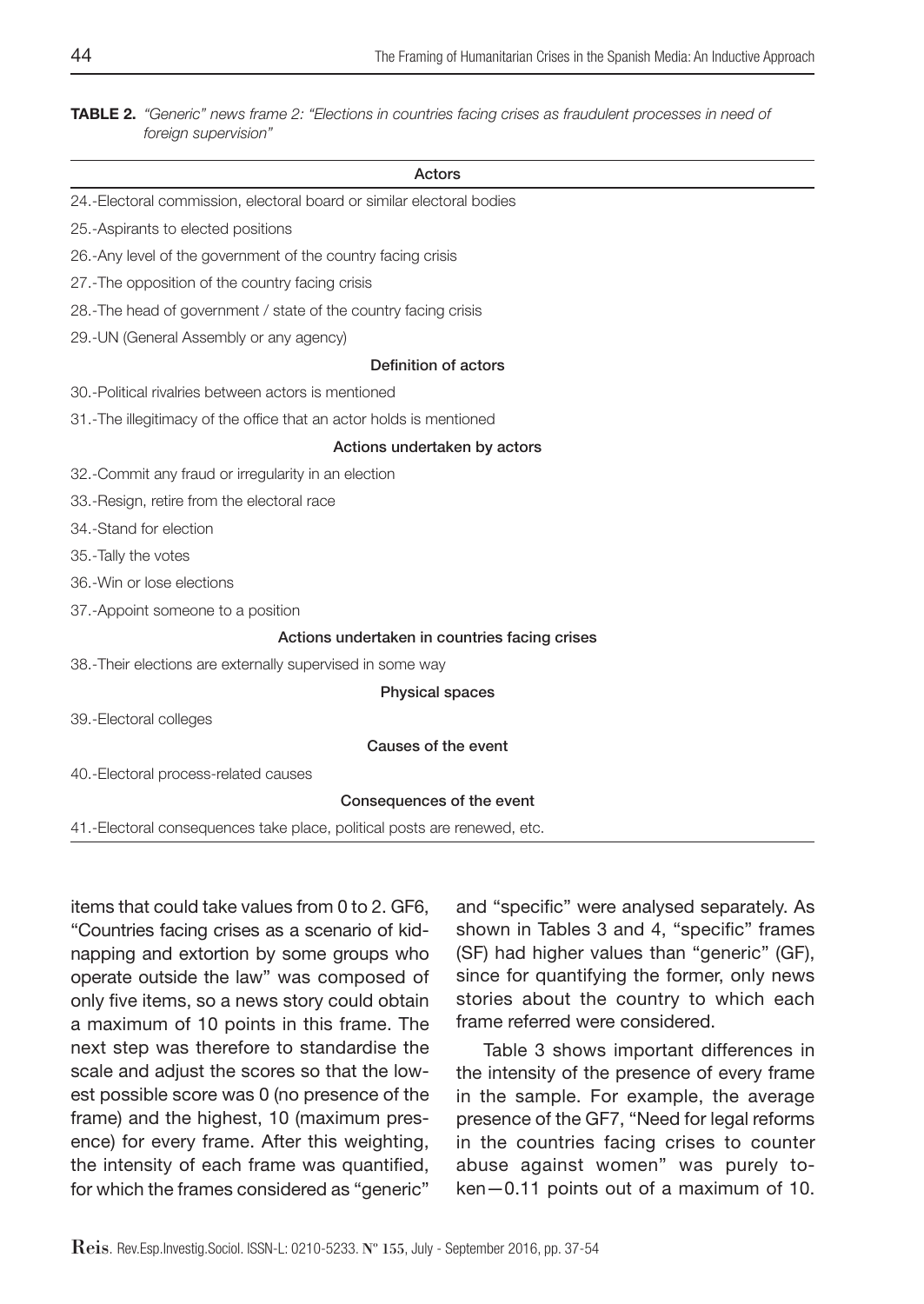**TABLE 2.** *"Generic" news frame 2: "Elections in countries facing crises as fraudulent processes in need of foreign supervision"*

| Actors |
|---|
| 24.-Electoral commission, electoral board or similar electoral bodies |
| 25.-Aspirants to elected positions |
| 26.-Any level of the government of the country facing crisis |
| 27.-The opposition of the country facing crisis |
| 28.-The head of government / state of the country facing crisis |
| 29.-UN (General Assembly or any agency) |
| **Definition of actors** |
| 30.-Political rivalries between actors is mentioned |
| 31.-The illegitimacy of the office that an actor holds is mentioned |
| **Actions undertaken by actors** |
| 32.-Commit any fraud or irregularity in an election |
| 33.-Resign, retire from the electoral race |
| 34.-Stand for election |
| 35.-Tally the votes |
| 36.-Win or lose elections |
| 37.-Appoint someone to a position |
| **Actions undertaken in countries facing crises** |
| 38.-Their elections are externally supervised in some way |
| **Physical spaces** |
| 39.-Electoral colleges |
| **Causes of the event** |
| 40.-Electoral process-related causes |
| **Consequences of the event** |
| 41.-Electoral consequences take place, political posts are renewed, etc. |

items that could take values from 0 to 2. GF6, "Countries facing crises as a scenario of kidnapping and extortion by some groups who operate outside the law" was composed of only five items, so a news story could obtain a maximum of 10 points in this frame. The next step was therefore to standardise the scale and adjust the scores so that the lowest possible score was 0 (no presence of the frame) and the highest, 10 (maximum presence) for every frame. After this weighting, the intensity of each frame was quantified, for which the frames considered as "generic" and "specific" were analysed separately. As shown in Tables 3 and 4, "specific" frames (SF) had higher values than "generic" (GF), since for quantifying the former, only news stories about the country to which each frame referred were considered.

Table 3 shows important differences in the intensity of the presence of every frame in the sample. For example, the average presence of the GF7, "Need for legal reforms in the countries facing crises to counter abuse against women" was purely token—0.11 points out of a maximum of 10.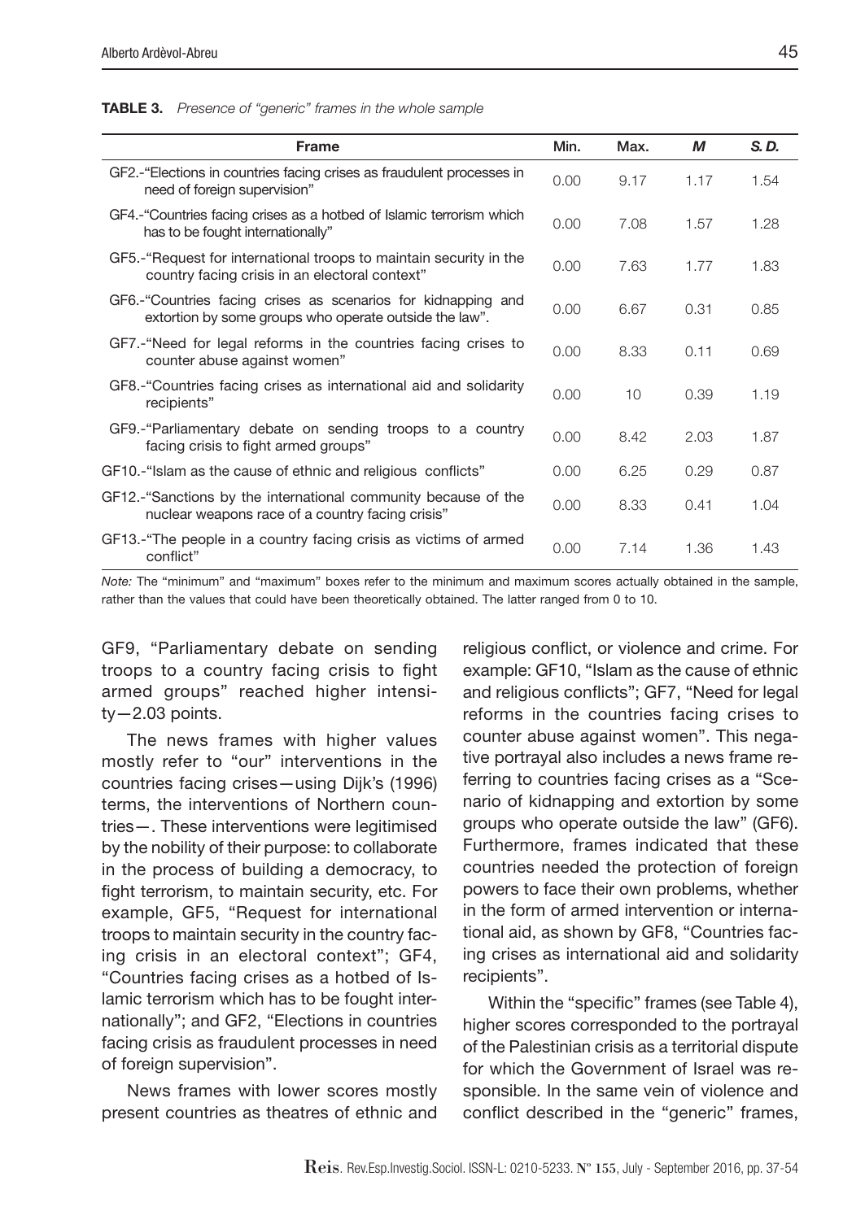**TABLE 3.** *Presence of "generic" frames in the whole sample*

| Frame | Min. | Max. | *M* | *S. D.* |
|---|---|---|---|---|
| GF2.-"Elections in countries facing crises as fraudulent processes in need of foreign supervision" | 0.00 | 9.17 | 1.17 | 1.54 |
| GF4.-"Countries facing crises as a hotbed of Islamic terrorism which has to be fought internationally" | 0.00 | 7.08 | 1.57 | 1.28 |
| GF5.-"Request for international troops to maintain security in the country facing crisis in an electoral context" | 0.00 | 7.63 | 1.77 | 1.83 |
| GF6.-"Countries facing crises as scenarios for kidnapping and extortion by some groups who operate outside the law". | 0.00 | 6.67 | 0.31 | 0.85 |
| GF7.-"Need for legal reforms in the countries facing crises to counter abuse against women" | 0.00 | 8.33 | 0.11 | 0.69 |
| GF8.-"Countries facing crises as international aid and solidarity recipients" | 0.00 | 10 | 0.39 | 1.19 |
| GF9.-"Parliamentary debate on sending troops to a country facing crisis to fight armed groups" | 0.00 | 8.42 | 2.03 | 1.87 |
| GF10.-"Islam as the cause of ethnic and religious conflicts" | 0.00 | 6.25 | 0.29 | 0.87 |
| GF12.-"Sanctions by the international community because of the nuclear weapons race of a country facing crisis" | 0.00 | 8.33 | 0.41 | 1.04 |
| GF13.-"The people in a country facing crisis as victims of armed conflict" | 0.00 | 7.14 | 1.36 | 1.43 |

*Note:* The "minimum" and "maximum" boxes refer to the minimum and maximum scores actually obtained in the sample, rather than the values that could have been theoretically obtained. The latter ranged from 0 to 10.

GF9, "Parliamentary debate on sending troops to a country facing crisis to fight armed groups" reached higher intensity—2.03 points.

The news frames with higher values mostly refer to "our" interventions in the countries facing crises—using Dijk's (1996) terms, the interventions of Northern countries—. These interventions were legitimised by the nobility of their purpose: to collaborate in the process of building a democracy, to fight terrorism, to maintain security, etc. For example, GF5, "Request for international troops to maintain security in the country facing crisis in an electoral context"; GF4, "Countries facing crises as a hotbed of Islamic terrorism which has to be fought internationally"; and GF2, "Elections in countries facing crisis as fraudulent processes in need of foreign supervision".

News frames with lower scores mostly present countries as theatres of ethnic and religious conflict, or violence and crime. For example: GF10, "Islam as the cause of ethnic and religious conflicts"; GF7, "Need for legal reforms in the countries facing crises to counter abuse against women". This negative portrayal also includes a news frame referring to countries facing crises as a "Scenario of kidnapping and extortion by some groups who operate outside the law" (GF6). Furthermore, frames indicated that these countries needed the protection of foreign powers to face their own problems, whether in the form of armed intervention or international aid, as shown by GF8, "Countries facing crises as international aid and solidarity recipients".

Within the "specific" frames (see Table 4), higher scores corresponded to the portrayal of the Palestinian crisis as a territorial dispute for which the Government of Israel was responsible. In the same vein of violence and conflict described in the "generic" frames,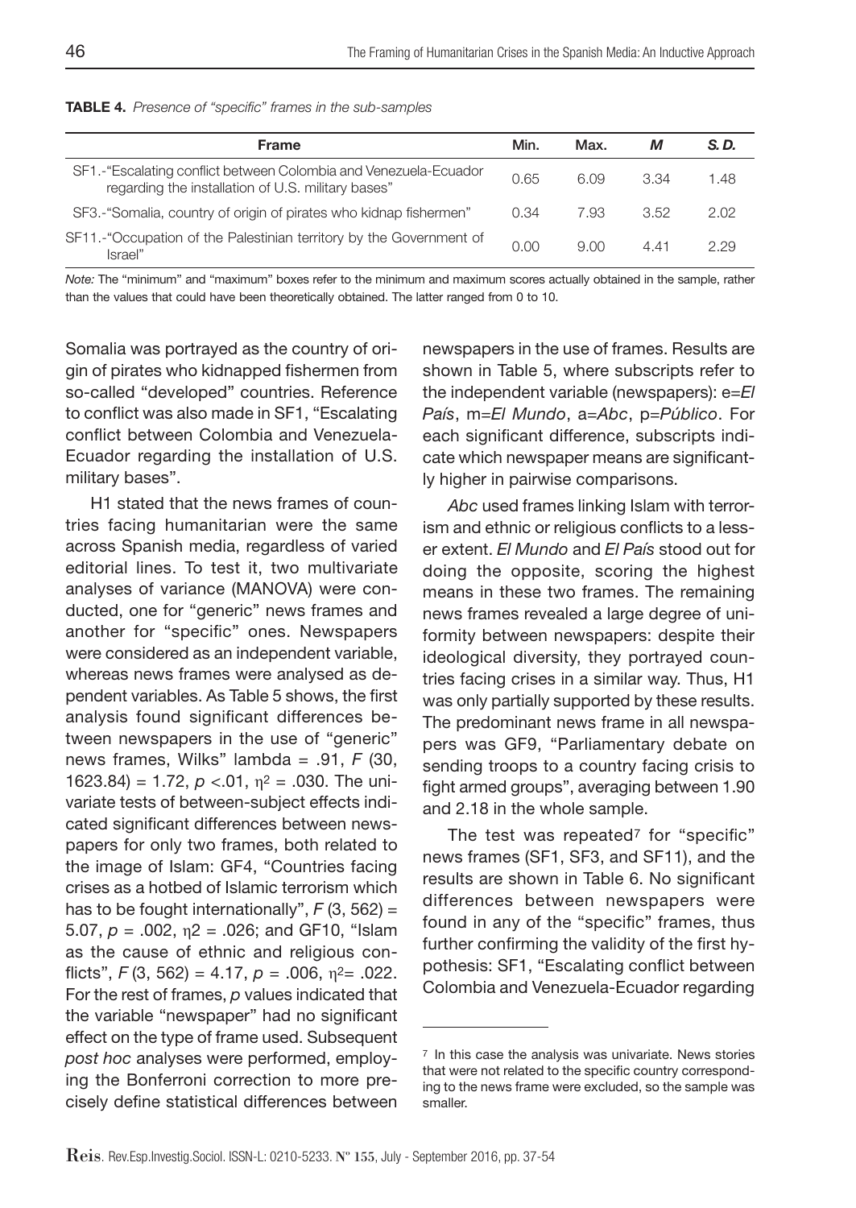**TABLE 4.** *Presence of "specific" frames in the sub-samples*

| Frame | Min. | Max. | *M* | *S. D.* |
|---|---|---|---|---|
| SF1.-"Escalating conflict between Colombia and Venezuela-Ecuador regarding the installation of U.S. military bases" | 0.65 | 6.09 | 3.34 | 1.48 |
| SF3.-"Somalia, country of origin of pirates who kidnap fishermen" | 0.34 | 7.93 | 3.52 | 2.02 |
| SF11.-"Occupation of the Palestinian territory by the Government of Israel" | 0.00 | 9.00 | 4.41 | 2.29 |

*Note:* The "minimum" and "maximum" boxes refer to the minimum and maximum scores actually obtained in the sample, rather than the values that could have been theoretically obtained. The latter ranged from 0 to 10.

Somalia was portrayed as the country of origin of pirates who kidnapped fishermen from so-called "developed" countries. Reference to conflict was also made in SF1, "Escalating conflict between Colombia and Venezuela-Ecuador regarding the installation of U.S. military bases".

H1 stated that the news frames of countries facing humanitarian were the same across Spanish media, regardless of varied editorial lines. To test it, two multivariate analyses of variance (MANOVA) were conducted, one for "generic" news frames and another for "specific" ones. Newspapers were considered as an independent variable, whereas news frames were analysed as dependent variables. As Table 5 shows, the first analysis found significant differences between newspapers in the use of "generic" news frames, Wilks" lambda = .91, $F$ (30, 1623.84) = 1.72, $p$ <.01, $\eta^2$ = .030. The univariate tests of between-subject effects indicated significant differences between newspapers for only two frames, both related to the image of Islam: GF4, "Countries facing crises as a hotbed of Islamic terrorism which has to be fought internationally", $F$ (3, 562) = 5.07, $p$ = .002, $\eta^2$ = .026; and GF10, "Islam as the cause of ethnic and religious conflicts", $F$ (3, 562) = 4.17, $p$ = .006, $\eta^2$= .022. For the rest of frames, $p$ values indicated that the variable "newspaper" had no significant effect on the type of frame used. Subsequent *post hoc* analyses were performed, employing the Bonferroni correction to more precisely define statistical differences between newspapers in the use of frames. Results are shown in Table 5, where subscripts refer to the independent variable (newspapers): e=*El País*, m=*El Mundo*, a=*Abc*, p=*Público*. For each significant difference, subscripts indicate which newspaper means are significantly higher in pairwise comparisons.

*Abc* used frames linking Islam with terrorism and ethnic or religious conflicts to a lesser extent. *El Mundo* and *El País* stood out for doing the opposite, scoring the highest means in these two frames. The remaining news frames revealed a large degree of uniformity between newspapers: despite their ideological diversity, they portrayed countries facing crises in a similar way. Thus, H1 was only partially supported by these results. The predominant news frame in all newspapers was GF9, "Parliamentary debate on sending troops to a country facing crisis to fight armed groups", averaging between 1.90 and 2.18 in the whole sample.

The test was repeated[7] for "specific" news frames (SF1, SF3, and SF11), and the results are shown in Table 6. No significant differences between newspapers were found in any of the "specific" frames, thus further confirming the validity of the first hypothesis: SF1, "Escalating conflict between Colombia and Venezuela-Ecuador regarding

---

[7] In this case the analysis was univariate. News stories that were not related to the specific country corresponding to the news frame were excluded, so the sample was smaller.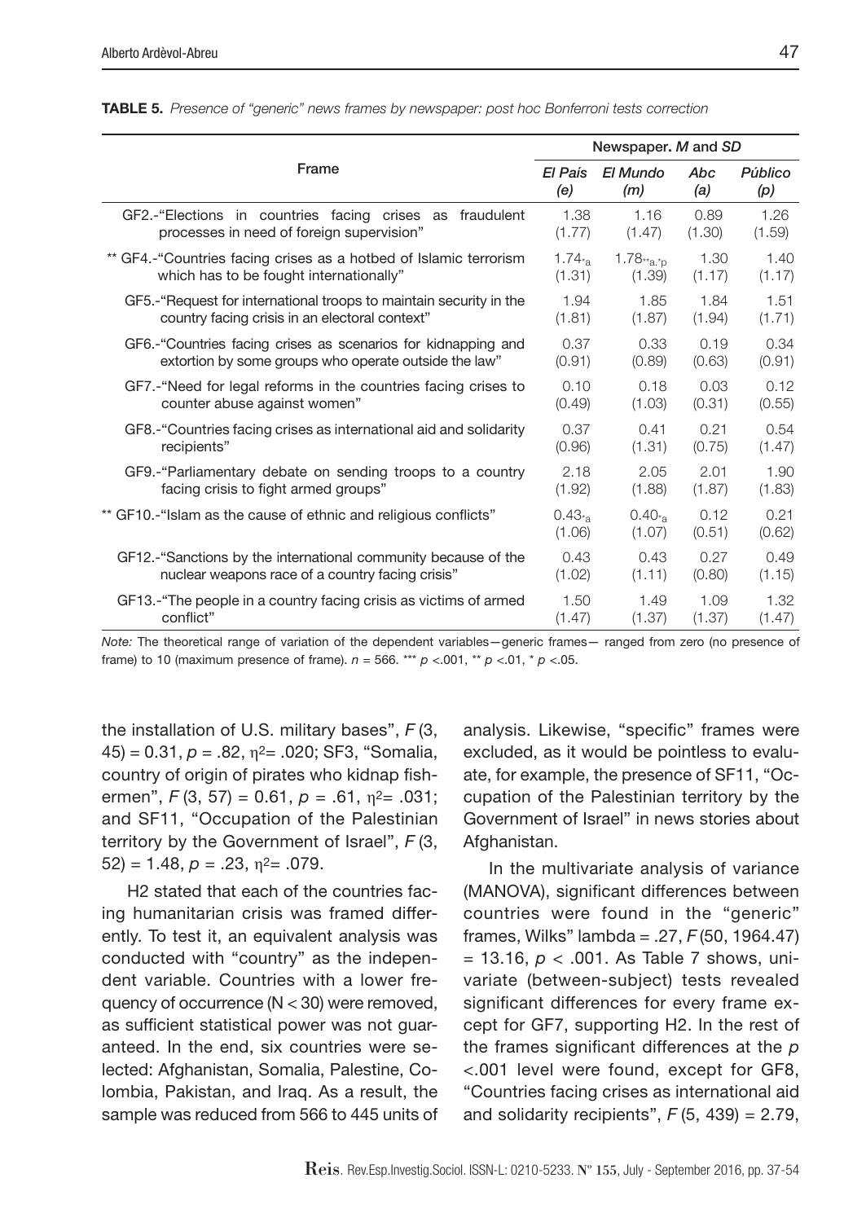**TABLE 5.** *Presence of "generic" news frames by newspaper: post hoc Bonferroni tests correction*

| Frame | Newspaper. *M* and *SD* | | | |
|---|---|---|---|---|
| | *El País* (*e*) | *El Mundo* (*m*) | *Abc* (*a*) | *Público* (*p*) |
| GF2.-"Elections in countries facing crises as fraudulent processes in need of foreign supervision" | 1.38 (1.77) | 1.16 (1.47) | 0.89 (1.30) | 1.26 (1.59) |
| ** GF4.-"Countries facing crises as a hotbed of Islamic terrorism which has to be fought internationally" | $1.74_{*a}$ (1.31) | $1.78_{**a,*p}$ (1.39) | 1.30 (1.17) | 1.40 (1.17) |
| GF5.-"Request for international troops to maintain security in the country facing crisis in an electoral context" | 1.94 (1.81) | 1.85 (1.87) | 1.84 (1.94) | 1.51 (1.71) |
| GF6.-"Countries facing crises as scenarios for kidnapping and extortion by some groups who operate outside the law" | 0.37 (0.91) | 0.33 (0.89) | 0.19 (0.63) | 0.34 (0.91) |
| GF7.-"Need for legal reforms in the countries facing crises to counter abuse against women" | 0.10 (0.49) | 0.18 (1.03) | 0.03 (0.31) | 0.12 (0.55) |
| GF8.-"Countries facing crises as international aid and solidarity recipients" | 0.37 (0.96) | 0.41 (1.31) | 0.21 (0.75) | 0.54 (1.47) |
| GF9.-"Parliamentary debate on sending troops to a country facing crisis to fight armed groups" | 2.18 (1.92) | 2.05 (1.88) | 2.01 (1.87) | 1.90 (1.83) |
| ** GF10.-"Islam as the cause of ethnic and religious conflicts" | $0.43_{*a}$ (1.06) | $0.40_{*a}$ (1.07) | 0.12 (0.51) | 0.21 (0.62) |
| GF12.-"Sanctions by the international community because of the nuclear weapons race of a country facing crisis" | 0.43 (1.02) | 0.43 (1.11) | 0.27 (0.80) | 0.49 (1.15) |
| GF13.-"The people in a country facing crisis as victims of armed conflict" | 1.50 (1.47) | 1.49 (1.37) | 1.09 (1.37) | 1.32 (1.47) |

*Note:* The theoretical range of variation of the dependent variables—generic frames— ranged from zero (no presence of frame) to 10 (maximum presence of frame). $n = 566$. *** $p < .001$, ** $p < .01$, * $p < .05$.

the installation of U.S. military bases", $F(3, 45) = 0.31$, $p = .82$, $\eta^2 = .020$; SF3, "Somalia, country of origin of pirates who kidnap fishermen", $F(3, 57) = 0.61$, $p = .61$, $\eta^2 = .031$; and SF11, "Occupation of the Palestinian territory by the Government of Israel", $F(3, 52) = 1.48$, $p = .23$, $\eta^2 = .079$.

H2 stated that each of the countries facing humanitarian crisis was framed differently. To test it, an equivalent analysis was conducted with "country" as the independent variable. Countries with a lower frequency of occurrence (N < 30) were removed, as sufficient statistical power was not guaranteed. In the end, six countries were selected: Afghanistan, Somalia, Palestine, Colombia, Pakistan, and Iraq. As a result, the sample was reduced from 566 to 445 units of analysis. Likewise, "specific" frames were excluded, as it would be pointless to evaluate, for example, the presence of SF11, "Occupation of the Palestinian territory by the Government of Israel" in news stories about Afghanistan.

In the multivariate analysis of variance (MANOVA), significant differences between countries were found in the "generic" frames, Wilks" lambda = .27, $F(50, 1964.47) = 13.16$, $p < .001$. As Table 7 shows, univariate (between-subject) tests revealed significant differences for every frame except for GF7, supporting H2. In the rest of the frames significant differences at the $p < .001$ level were found, except for GF8, "Countries facing crises as international aid and solidarity recipients", $F(5, 439) = 2.79$,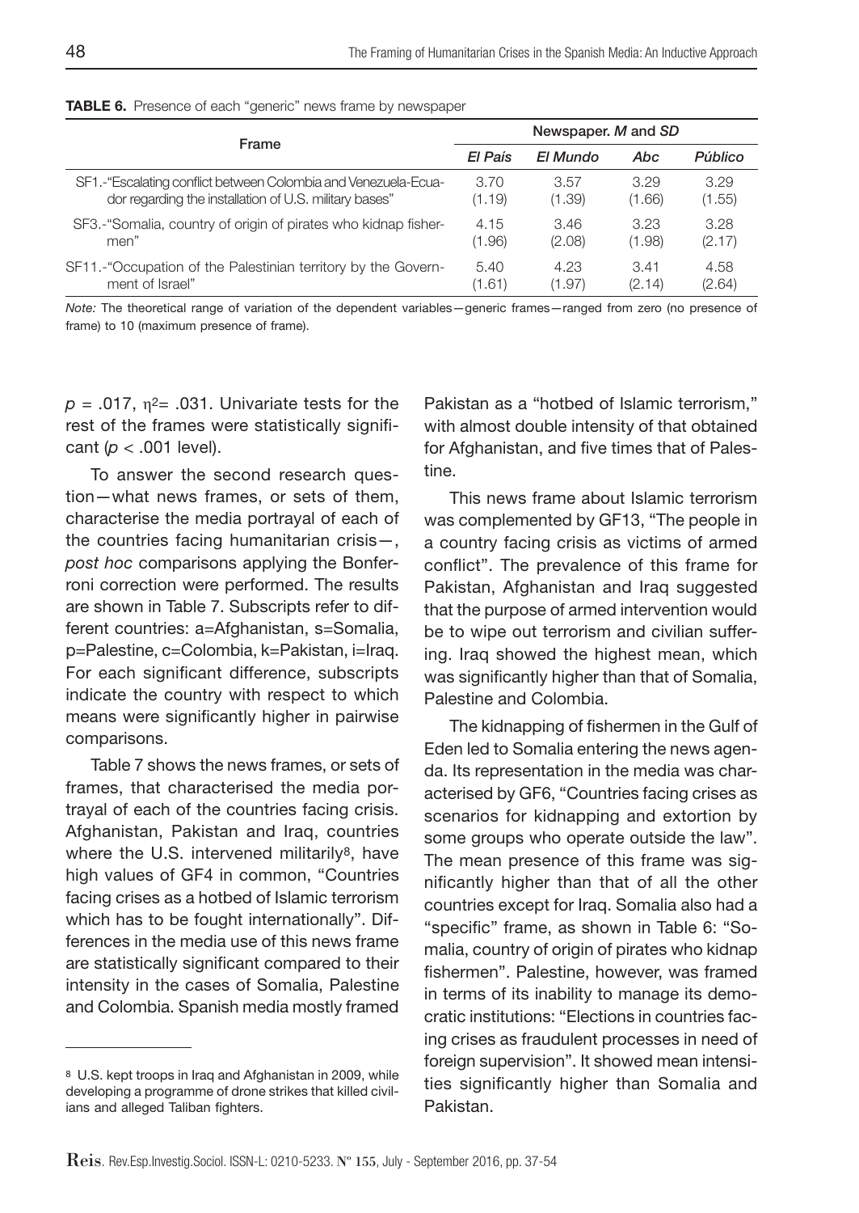**TABLE 6.** Presence of each "generic" news frame by newspaper

| Frame | Newspaper. *M* and *SD* | | | |
|---|---|---|---|---|
| | *El País* | *El Mundo* | *Abc* | *Público* |
| SF1.-"Escalating conflict between Colombia and Venezuela-Ecuador regarding the installation of U.S. military bases" | 3.70 (1.19) | 3.57 (1.39) | 3.29 (1.66) | 3.29 (1.55) |
| SF3.-"Somalia, country of origin of pirates who kidnap fishermen" | 4.15 (1.96) | 3.46 (2.08) | 3.23 (1.98) | 3.28 (2.17) |
| SF11.-"Occupation of the Palestinian territory by the Government of Israel" | 5.40 (1.61) | 4.23 (1.97) | 3.41 (2.14) | 4.58 (2.64) |

*Note:* The theoretical range of variation of the dependent variables—generic frames—ranged from zero (no presence of frame) to 10 (maximum presence of frame).

$p$ = .017, $\eta^2$= .031. Univariate tests for the rest of the frames were statistically significant ($p$ < .001 level).

To answer the second research question—what news frames, or sets of them, characterise the media portrayal of each of the countries facing humanitarian crisis—, *post hoc* comparisons applying the Bonferroni correction were performed. The results are shown in Table 7. Subscripts refer to different countries: a=Afghanistan, s=Somalia, p=Palestine, c=Colombia, k=Pakistan, i=Iraq. For each significant difference, subscripts indicate the country with respect to which means were significantly higher in pairwise comparisons.

Table 7 shows the news frames, or sets of frames, that characterised the media portrayal of each of the countries facing crisis. Afghanistan, Pakistan and Iraq, countries where the U.S. intervened militarily[8], have high values of GF4 in common, "Countries facing crises as a hotbed of Islamic terrorism which has to be fought internationally". Differences in the media use of this news frame are statistically significant compared to their intensity in the cases of Somalia, Palestine and Colombia. Spanish media mostly framed Pakistan as a "hotbed of Islamic terrorism," with almost double intensity of that obtained for Afghanistan, and five times that of Palestine.

This news frame about Islamic terrorism was complemented by GF13, "The people in a country facing crisis as victims of armed conflict". The prevalence of this frame for Pakistan, Afghanistan and Iraq suggested that the purpose of armed intervention would be to wipe out terrorism and civilian suffering. Iraq showed the highest mean, which was significantly higher than that of Somalia, Palestine and Colombia.

The kidnapping of fishermen in the Gulf of Eden led to Somalia entering the news agenda. Its representation in the media was characterised by GF6, "Countries facing crises as scenarios for kidnapping and extortion by some groups who operate outside the law". The mean presence of this frame was significantly higher than that of all the other countries except for Iraq. Somalia also had a "specific" frame, as shown in Table 6: "Somalia, country of origin of pirates who kidnap fishermen". Palestine, however, was framed in terms of its inability to manage its democratic institutions: "Elections in countries facing crises as fraudulent processes in need of foreign supervision". It showed mean intensities significantly higher than Somalia and Pakistan.

[8] U.S. kept troops in Iraq and Afghanistan in 2009, while developing a programme of drone strikes that killed civilians and alleged Taliban fighters.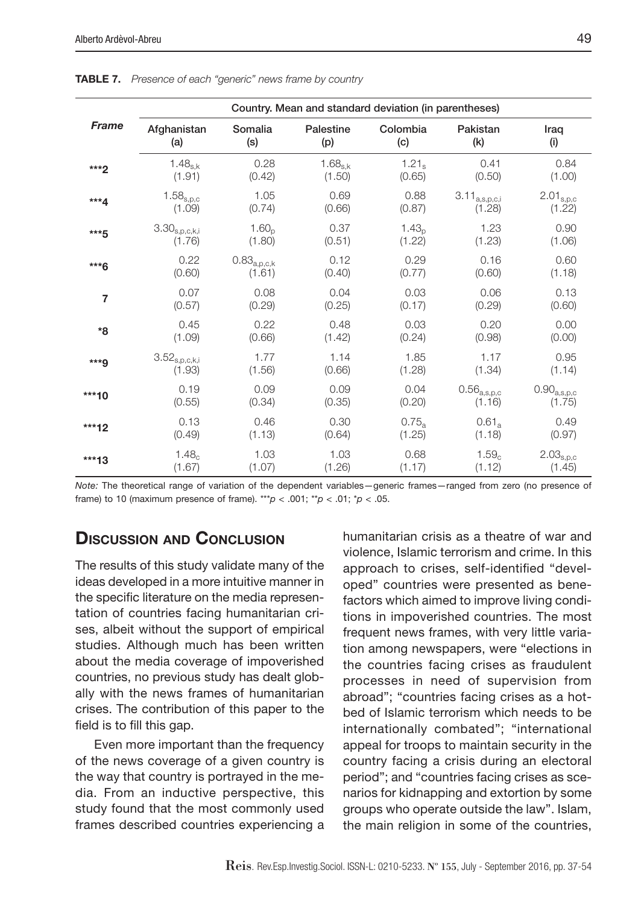**TABLE 7.** *Presence of each "generic" news frame by country*

| *Frame* | Country. Mean and standard deviation (in parentheses) | | | | | |
|---|---|---|---|---|---|---|
| | Afghanistan (a) | Somalia (s) | Palestine (p) | Colombia (c) | Pakistan (k) | Iraq (i) |
| ***2 | $1.48_{s,k}$ (1.91) | 0.28 (0.42) | $1.68_{s,k}$ (1.50) | $1.21_{s}$ (0.65) | 0.41 (0.50) | 0.84 (1.00) |
| ***4 | $1.58_{s,p,c}$ (1.09) | 1.05 (0.74) | 0.69 (0.66) | 0.88 (0.87) | $3.11_{a,s,p,c,i}$ (1.28) | $2.01_{s,p,c}$ (1.22) |
| ***5 | $3.30_{s,p,c,k,i}$ (1.76) | $1.60_{p}$ (1.80) | 0.37 (0.51) | $1.43_{p}$ (1.22) | 1.23 (1.23) | 0.90 (1.06) |
| ***6 | 0.22 (0.60) | $0.83_{a,p,c,k}$ (1.61) | 0.12 (0.40) | 0.29 (0.77) | 0.16 (0.60) | 0.60 (1.18) |
| 7 | 0.07 (0.57) | 0.08 (0.29) | 0.04 (0.25) | 0.03 (0.17) | 0.06 (0.29) | 0.13 (0.60) |
| *8 | 0.45 (1.09) | 0.22 (0.66) | 0.48 (1.42) | 0.03 (0.24) | 0.20 (0.98) | 0.00 (0.00) |
| ***9 | $3.52_{s,p,c,k,i}$ (1.93) | 1.77 (1.56) | 1.14 (0.66) | 1.85 (1.28) | 1.17 (1.34) | 0.95 (1.14) |
| ***10 | 0.19 (0.55) | 0.09 (0.34) | 0.09 (0.35) | 0.04 (0.20) | $0.56_{a,s,p,c}$ (1.16) | $0.90_{a,s,p,c}$ (1.75) |
| ***12 | 0.13 (0.49) | 0.46 (1.13) | 0.30 (0.64) | $0.75_{a}$ (1.25) | $0.61_{a}$ (1.18) | 0.49 (0.97) |
| ***13 | $1.48_{c}$ (1.67) | 1.03 (1.07) | 1.03 (1.26) | 0.68 (1.17) | $1.59_{c}$ (1.12) | $2.03_{s,p,c}$ (1.45) |

*Note:* The theoretical range of variation of the dependent variables—generic frames—ranged from zero (no presence of frame) to 10 (maximum presence of frame). ***$p < .001$; **$p < .01$; *$p < .05$.

## Discussion and Conclusion

The results of this study validate many of the ideas developed in a more intuitive manner in the specific literature on the media representation of countries facing humanitarian crises, albeit without the support of empirical studies. Although much has been written about the media coverage of impoverished countries, no previous study has dealt globally with the news frames of humanitarian crises. The contribution of this paper to the field is to fill this gap.

Even more important than the frequency of the news coverage of a given country is the way that country is portrayed in the media. From an inductive perspective, this study found that the most commonly used frames described countries experiencing a humanitarian crisis as a theatre of war and violence, Islamic terrorism and crime. In this approach to crises, self-identified "developed" countries were presented as benefactors which aimed to improve living conditions in impoverished countries. The most frequent news frames, with very little variation among newspapers, were "elections in the countries facing crises as fraudulent processes in need of supervision from abroad"; "countries facing crises as a hotbed of Islamic terrorism which needs to be internationally combated"; "international appeal for troops to maintain security in the country facing a crisis during an electoral period"; and "countries facing crises as scenarios for kidnapping and extortion by some groups who operate outside the law". Islam, the main religion in some of the countries,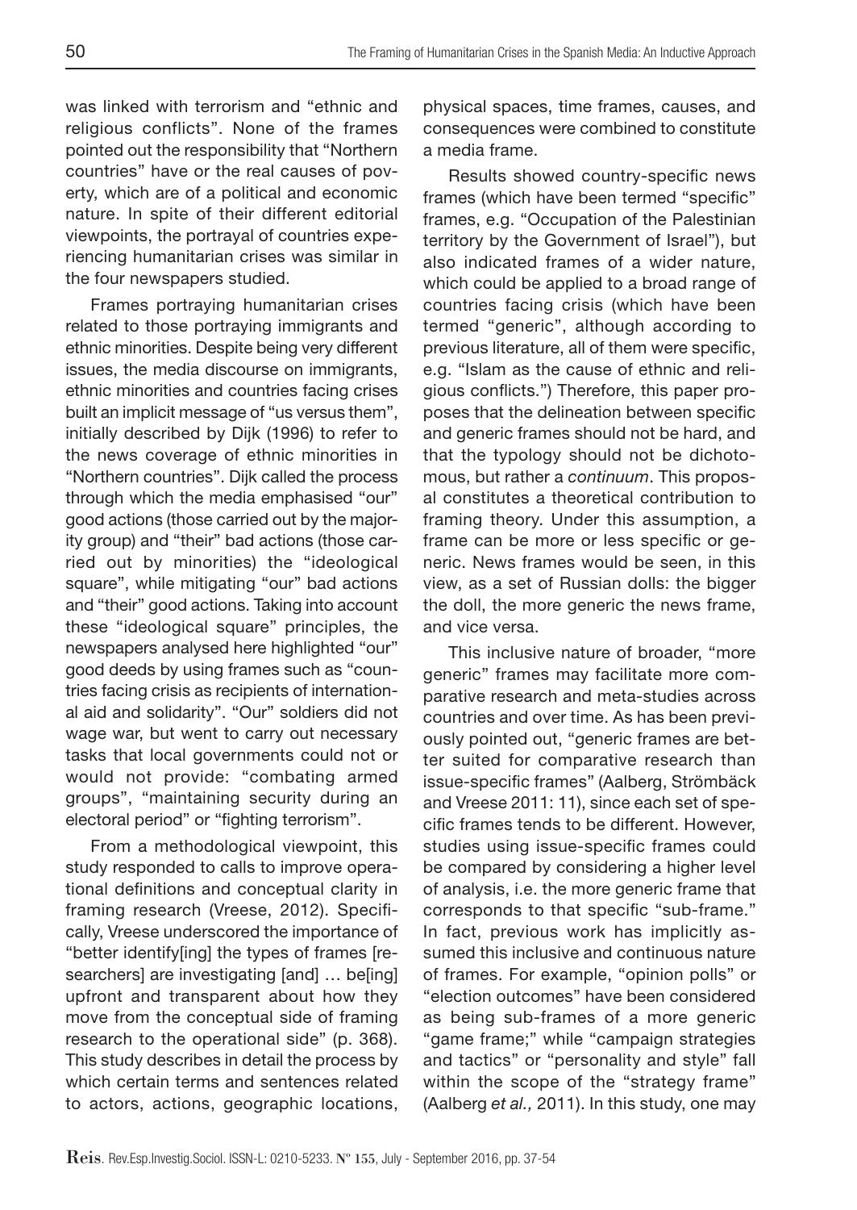was linked with terrorism and "ethnic and religious conflicts". None of the frames pointed out the responsibility that "Northern countries" have or the real causes of poverty, which are of a political and economic nature. In spite of their different editorial viewpoints, the portrayal of countries experiencing humanitarian crises was similar in the four newspapers studied.

Frames portraying humanitarian crises related to those portraying immigrants and ethnic minorities. Despite being very different issues, the media discourse on immigrants, ethnic minorities and countries facing crises built an implicit message of "us versus them", initially described by Dijk (1996) to refer to the news coverage of ethnic minorities in "Northern countries". Dijk called the process through which the media emphasised "our" good actions (those carried out by the majority group) and "their" bad actions (those carried out by minorities) the "ideological square", while mitigating "our" bad actions and "their" good actions. Taking into account these "ideological square" principles, the newspapers analysed here highlighted "our" good deeds by using frames such as "countries facing crisis as recipients of international aid and solidarity". "Our" soldiers did not wage war, but went to carry out necessary tasks that local governments could not or would not provide: "combating armed groups", "maintaining security during an electoral period" or "fighting terrorism".

From a methodological viewpoint, this study responded to calls to improve operational definitions and conceptual clarity in framing research (Vreese, 2012). Specifically, Vreese underscored the importance of "better identify[ing] the types of frames [researchers] are investigating [and] … be[ing] upfront and transparent about how they move from the conceptual side of framing research to the operational side" (p. 368). This study describes in detail the process by which certain terms and sentences related to actors, actions, geographic locations, physical spaces, time frames, causes, and consequences were combined to constitute a media frame.

Results showed country-specific news frames (which have been termed "specific" frames, e.g. "Occupation of the Palestinian territory by the Government of Israel"), but also indicated frames of a wider nature, which could be applied to a broad range of countries facing crisis (which have been termed "generic", although according to previous literature, all of them were specific, e.g. "Islam as the cause of ethnic and religious conflicts.") Therefore, this paper proposes that the delineation between specific and generic frames should not be hard, and that the typology should not be dichotomous, but rather a *continuum*. This proposal constitutes a theoretical contribution to framing theory. Under this assumption, a frame can be more or less specific or generic. News frames would be seen, in this view, as a set of Russian dolls: the bigger the doll, the more generic the news frame, and vice versa.

This inclusive nature of broader, "more generic" frames may facilitate more comparative research and meta-studies across countries and over time. As has been previously pointed out, "generic frames are better suited for comparative research than issue-specific frames" (Aalberg, Strömbäck and Vreese 2011: 11), since each set of specific frames tends to be different. However, studies using issue-specific frames could be compared by considering a higher level of analysis, i.e. the more generic frame that corresponds to that specific "sub-frame." In fact, previous work has implicitly assumed this inclusive and continuous nature of frames. For example, "opinion polls" or "election outcomes" have been considered as being sub-frames of a more generic "game frame;" while "campaign strategies and tactics" or "personality and style" fall within the scope of the "strategy frame" (Aalberg *et al.,* 2011). In this study, one may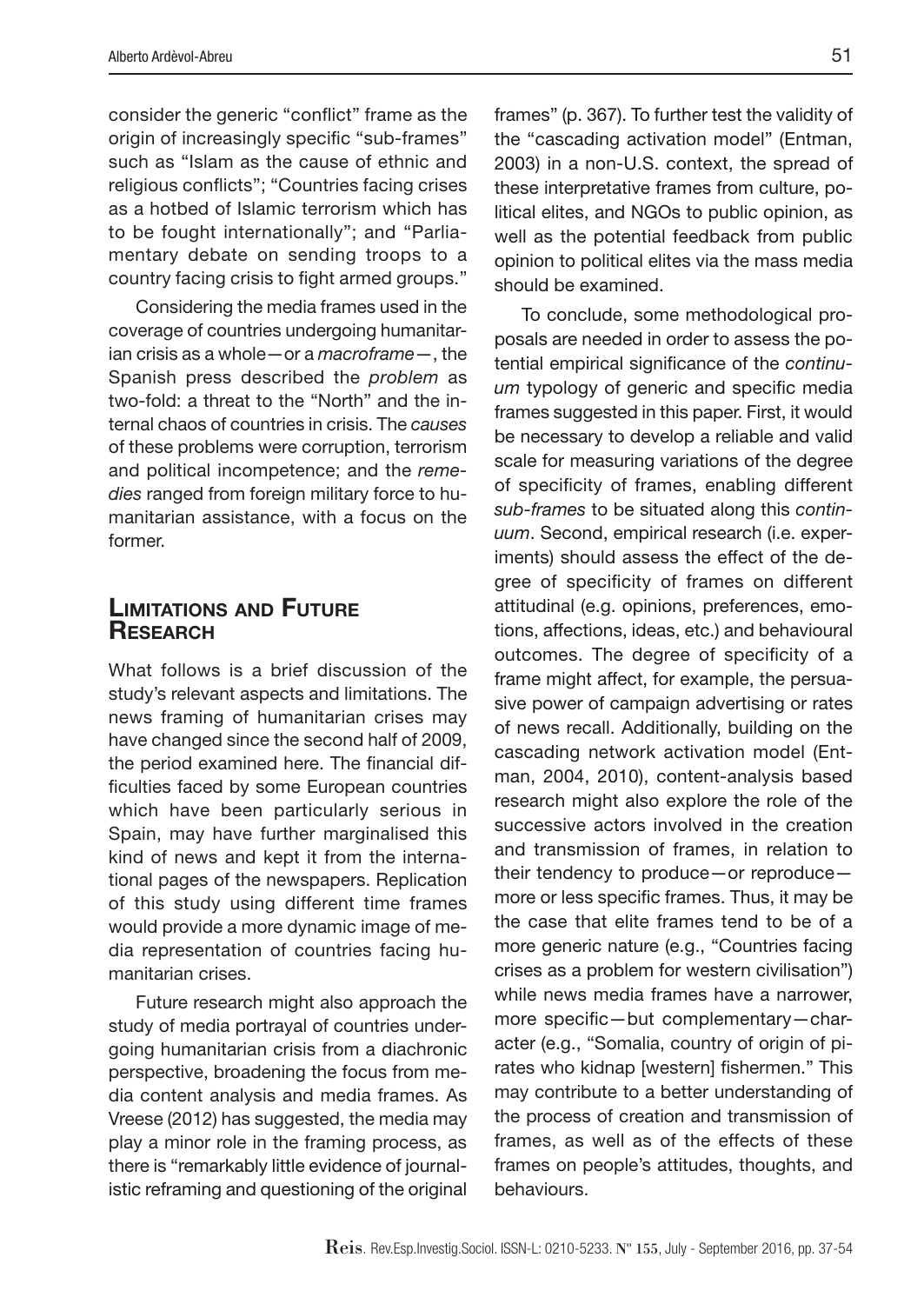consider the generic "conflict" frame as the origin of increasingly specific "sub-frames" such as "Islam as the cause of ethnic and religious conflicts"; "Countries facing crises as a hotbed of Islamic terrorism which has to be fought internationally"; and "Parliamentary debate on sending troops to a country facing crisis to fight armed groups."

Considering the media frames used in the coverage of countries undergoing humanitarian crisis as a whole—or a *macroframe*—, the Spanish press described the *problem* as two-fold: a threat to the "North" and the internal chaos of countries in crisis. The *causes* of these problems were corruption, terrorism and political incompetence; and the *remedies* ranged from foreign military force to humanitarian assistance, with a focus on the former.

## Limitations and Future Research

What follows is a brief discussion of the study's relevant aspects and limitations. The news framing of humanitarian crises may have changed since the second half of 2009, the period examined here. The financial difficulties faced by some European countries which have been particularly serious in Spain, may have further marginalised this kind of news and kept it from the international pages of the newspapers. Replication of this study using different time frames would provide a more dynamic image of media representation of countries facing humanitarian crises.

Future research might also approach the study of media portrayal of countries undergoing humanitarian crisis from a diachronic perspective, broadening the focus from media content analysis and media frames. As Vreese (2012) has suggested, the media may play a minor role in the framing process, as there is "remarkably little evidence of journalistic reframing and questioning of the original frames" (p. 367). To further test the validity of the "cascading activation model" (Entman, 2003) in a non-U.S. context, the spread of these interpretative frames from culture, political elites, and NGOs to public opinion, as well as the potential feedback from public opinion to political elites via the mass media should be examined.

To conclude, some methodological proposals are needed in order to assess the potential empirical significance of the *continuum* typology of generic and specific media frames suggested in this paper. First, it would be necessary to develop a reliable and valid scale for measuring variations of the degree of specificity of frames, enabling different *sub-frames* to be situated along this *continuum*. Second, empirical research (i.e. experiments) should assess the effect of the degree of specificity of frames on different attitudinal (e.g. opinions, preferences, emotions, affections, ideas, etc.) and behavioural outcomes. The degree of specificity of a frame might affect, for example, the persuasive power of campaign advertising or rates of news recall. Additionally, building on the cascading network activation model (Entman, 2004, 2010), content-analysis based research might also explore the role of the successive actors involved in the creation and transmission of frames, in relation to their tendency to produce—or reproduce—more or less specific frames. Thus, it may be the case that elite frames tend to be of a more generic nature (e.g., "Countries facing crises as a problem for western civilisation") while news media frames have a narrower, more specific—but complementary—character (e.g., "Somalia, country of origin of pirates who kidnap [western] fishermen." This may contribute to a better understanding of the process of creation and transmission of frames, as well as of the effects of these frames on people's attitudes, thoughts, and behaviours.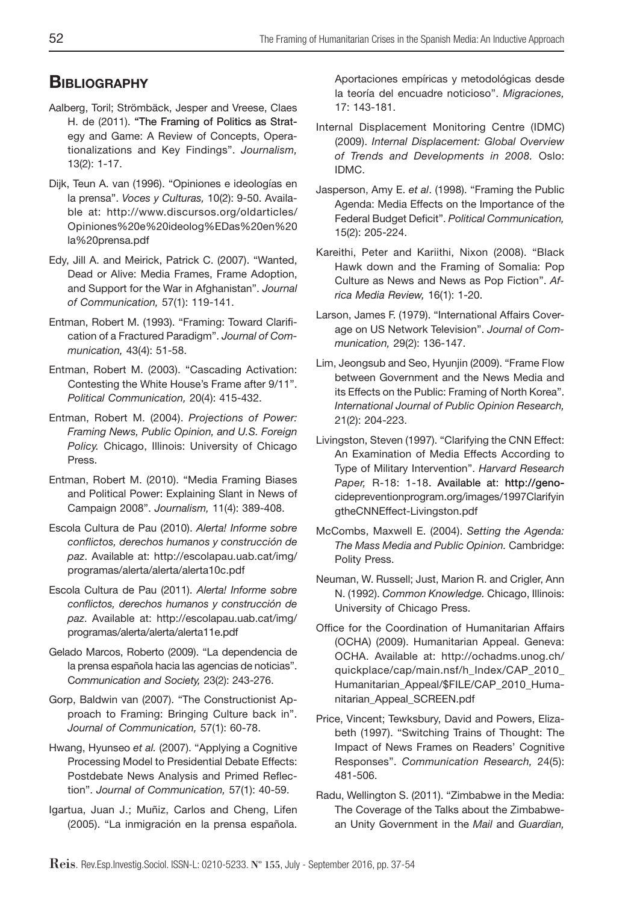## Bibliography

Aalberg, Toril; Strömbäck, Jesper and Vreese, Claes H. de (2011). "The Framing of Politics as Strategy and Game: A Review of Concepts, Operationalizations and Key Findings". *Journalism,* 13(2): 1-17.

Dijk, Teun A. van (1996). "Opiniones e ideologías en la prensa". *Voces y Culturas,* 10(2): 9-50. Available at: http://www.discursos.org/oldarticles/Opiniones%20e%20ideolog%EDas%20en%20la%20prensa.pdf

Edy, Jill A. and Meirick, Patrick C. (2007). "Wanted, Dead or Alive: Media Frames, Frame Adoption, and Support for the War in Afghanistan". *Journal of Communication,* 57(1): 119-141.

Entman, Robert M. (1993). "Framing: Toward Clarification of a Fractured Paradigm". *Journal of Communication,* 43(4): 51-58.

Entman, Robert M. (2003). "Cascading Activation: Contesting the White House's Frame after 9/11". *Political Communication,* 20(4): 415-432.

Entman, Robert M. (2004). *Projections of Power: Framing News, Public Opinion, and U.S. Foreign Policy.* Chicago, Illinois: University of Chicago Press.

Entman, Robert M. (2010). "Media Framing Biases and Political Power: Explaining Slant in News of Campaign 2008". *Journalism,* 11(4): 389-408.

Escola Cultura de Pau (2010). *Alerta! Informe sobre conflictos, derechos humanos y construcción de paz*. Available at: http://escolapau.uab.cat/img/programas/alerta/alerta/alerta10c.pdf

Escola Cultura de Pau (2011). *Alerta! Informe sobre conflictos, derechos humanos y construcción de paz*. Available at: http://escolapau.uab.cat/img/programas/alerta/alerta/alerta11e.pdf

Gelado Marcos, Roberto (2009). "La dependencia de la prensa española hacia las agencias de noticias". *Communication and Society,* 23(2): 243-276.

Gorp, Baldwin van (2007). "The Constructionist Approach to Framing: Bringing Culture back in". *Journal of Communication,* 57(1): 60-78.

Hwang, Hyunseo *et al.* (2007). "Applying a Cognitive Processing Model to Presidential Debate Effects: Postdebate News Analysis and Primed Reflection". *Journal of Communication,* 57(1): 40-59.

Igartua, Juan J.; Muñiz, Carlos and Cheng, Lifen (2005). "La inmigración en la prensa española. Aportaciones empíricas y metodológicas desde la teoría del encuadre noticioso". *Migraciones,* 17: 143-181.

Internal Displacement Monitoring Centre (IDMC) (2009). *Internal Displacement: Global Overview of Trends and Developments in 2008.* Oslo: IDMC.

Jasperson, Amy E. *et al*. (1998). "Framing the Public Agenda: Media Effects on the Importance of the Federal Budget Deficit". *Political Communication,* 15(2): 205-224.

Kareithi, Peter and Kariithi, Nixon (2008). "Black Hawk down and the Framing of Somalia: Pop Culture as News and News as Pop Fiction". *Africa Media Review,* 16(1): 1-20.

Larson, James F. (1979). "International Affairs Coverage on US Network Television". *Journal of Communication,* 29(2): 136-147.

Lim, Jeongsub and Seo, Hyunjin (2009). "Frame Flow between Government and the News Media and its Effects on the Public: Framing of North Korea". *International Journal of Public Opinion Research,* 21(2): 204-223.

Livingston, Steven (1997). "Clarifying the CNN Effect: An Examination of Media Effects According to Type of Military Intervention". *Harvard Research Paper,* R-18: 1-18. Available at: http://genocidepreventionprogram.org/images/1997ClarifyingtheCNNEffect-Livingston.pdf

McCombs, Maxwell E. (2004). *Setting the Agenda: The Mass Media and Public Opinion.* Cambridge: Polity Press.

Neuman, W. Russell; Just, Marion R. and Crigler, Ann N. (1992). *Common Knowledge.* Chicago, Illinois: University of Chicago Press.

Office for the Coordination of Humanitarian Affairs (OCHA) (2009). Humanitarian Appeal. Geneva: OCHA. Available at: http://ochadms.unog.ch/quickplace/cap/main.nsf/h_Index/CAP_2010_Humanitarian_Appeal/$FILE/CAP_2010_Humanitarian_Appeal_SCREEN.pdf

Price, Vincent; Tewksbury, David and Powers, Elizabeth (1997). "Switching Trains of Thought: The Impact of News Frames on Readers' Cognitive Responses". *Communication Research,* 24(5): 481-506.

Radu, Wellington S. (2011). "Zimbabwe in the Media: The Coverage of the Talks about the Zimbabwean Unity Government in the *Mail* and *Guardian,*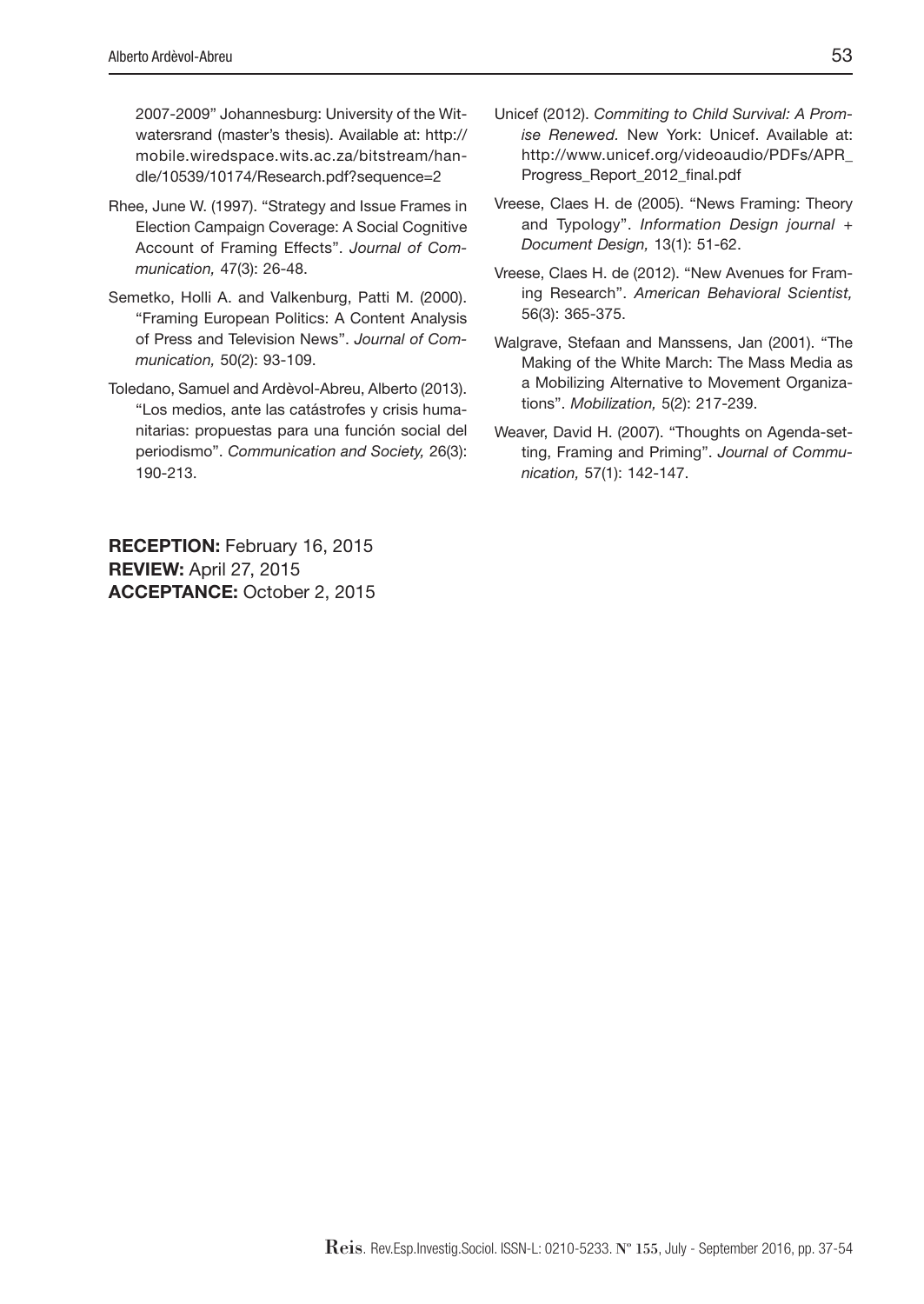2007-2009" Johannesburg: University of the Witwatersrand (master's thesis). Available at: http://mobile.wiredspace.wits.ac.za/bitstream/handle/10539/10174/Research.pdf?sequence=2

Rhee, June W. (1997). "Strategy and Issue Frames in Election Campaign Coverage: A Social Cognitive Account of Framing Effects". *Journal of Communication,* 47(3): 26-48.

Semetko, Holli A. and Valkenburg, Patti M. (2000). "Framing European Politics: A Content Analysis of Press and Television News". *Journal of Communication,* 50(2): 93-109.

Toledano, Samuel and Ardèvol-Abreu, Alberto (2013). "Los medios, ante las catástrofes y crisis humanitarias: propuestas para una función social del periodismo". *Communication and Society,* 26(3): 190-213.

Unicef (2012). *Commiting to Child Survival: A Promise Renewed.* New York: Unicef. Available at: http://www.unicef.org/videoaudio/PDFs/APR_Progress_Report_2012_final.pdf

Vreese, Claes H. de (2005). "News Framing: Theory and Typology". *Information Design journal + Document Design,* 13(1): 51-62.

Vreese, Claes H. de (2012). "New Avenues for Framing Research". *American Behavioral Scientist,* 56(3): 365-375.

Walgrave, Stefaan and Manssens, Jan (2001). "The Making of the White March: The Mass Media as a Mobilizing Alternative to Movement Organizations". *Mobilization,* 5(2): 217-239.

Weaver, David H. (2007). "Thoughts on Agenda-setting, Framing and Priming". *Journal of Communication,* 57(1): 142-147.

**RECEPTION:** February 16, 2015
**REVIEW:** April 27, 2015
**ACCEPTANCE:** October 2, 2015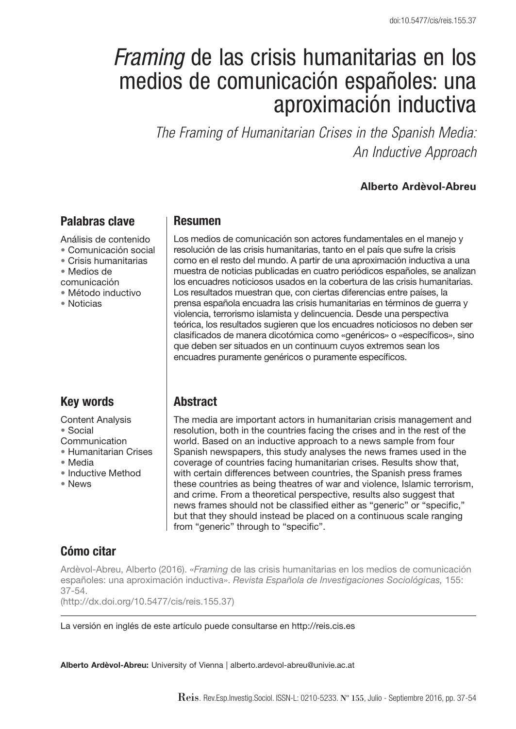# *Framing* de las crisis humanitarias en los medios de comunicación españoles: una aproximación inductiva

## *The Framing of Humanitarian Crises in the Spanish Media: An Inductive Approach*

**Alberto Ardèvol-Abreu**

### Palabras clave

Análisis de contenido
- Comunicación social
- Crisis humanitarias
- Medios de comunicación
- Método inductivo
- Noticias

### Resumen

Los medios de comunicación son actores fundamentales en el manejo y resolución de las crisis humanitarias, tanto en el país que sufre la crisis como en el resto del mundo. A partir de una aproximación inductiva a una muestra de noticias publicadas en cuatro periódicos españoles, se analizan los encuadres noticiosos usados en la cobertura de las crisis humanitarias. Los resultados muestran que, con ciertas diferencias entre países, la prensa española encuadra las crisis humanitarias en términos de guerra y violencia, terrorismo islamista y delincuencia. Desde una perspectiva teórica, los resultados sugieren que los encuadres noticiosos no deben ser clasificados de manera dicotómica como «genéricos» o «específicos», sino que deben ser situados en un continuum cuyos extremos sean los encuadres puramente genéricos o puramente específicos.

### Key words

Content Analysis
- Social Communication
- Humanitarian Crises
- Media
- Inductive Method
- News

### Abstract

The media are important actors in humanitarian crisis management and resolution, both in the countries facing the crises and in the rest of the world. Based on an inductive approach to a news sample from four Spanish newspapers, this study analyses the news frames used in the coverage of countries facing humanitarian crises. Results show that, with certain differences between countries, the Spanish press frames these countries as being theatres of war and violence, Islamic terrorism, and crime. From a theoretical perspective, results also suggest that news frames should not be classified either as "generic" or "specific," but that they should instead be placed on a continuous scale ranging from "generic" through to "specific".

### Cómo citar

Ardèvol-Abreu, Alberto (2016). «*Framing* de las crisis humanitarias en los medios de comunicación españoles: una aproximación inductiva». *Revista Española de Investigaciones Sociológicas,* 155: 37-54.
(http://dx.doi.org/10.5477/cis/reis.155.37)

La versión en inglés de este artículo puede consultarse en http://reis.cis.es

**Alberto Ardèvol-Abreu:** University of Vienna | alberto.ardevol-abreu@univie.ac.at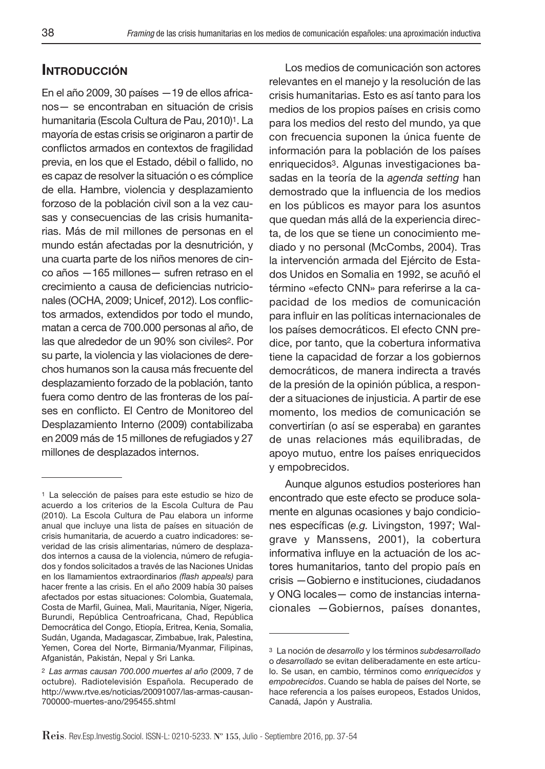## Introducción

En el año 2009, 30 países —19 de ellos africanos— se encontraban en situación de crisis humanitaria (Escola Cultura de Pau, 2010)[1]. La mayoría de estas crisis se originaron a partir de conflictos armados en contextos de fragilidad previa, en los que el Estado, débil o fallido, no es capaz de resolver la situación o es cómplice de ella. Hambre, violencia y desplazamiento forzoso de la población civil son a la vez causas y consecuencias de las crisis humanitarias. Más de mil millones de personas en el mundo están afectadas por la desnutrición, y una cuarta parte de los niños menores de cinco años —165 millones— sufren retraso en el crecimiento a causa de deficiencias nutricionales (OCHA, 2009; Unicef, 2012). Los conflictos armados, extendidos por todo el mundo, matan a cerca de 700.000 personas al año, de las que alrededor de un 90% son civiles[2]. Por su parte, la violencia y las violaciones de derechos humanos son la causa más frecuente del desplazamiento forzado de la población, tanto fuera como dentro de las fronteras de los países en conflicto. El Centro de Monitoreo del Desplazamiento Interno (2009) contabilizaba en 2009 más de 15 millones de refugiados y 27 millones de desplazados internos.

Los medios de comunicación son actores relevantes en el manejo y la resolución de las crisis humanitarias. Esto es así tanto para los medios de los propios países en crisis como para los medios del resto del mundo, ya que con frecuencia suponen la única fuente de información para la población de los países enriquecidos[3]. Algunas investigaciones basadas en la teoría de la *agenda setting* han demostrado que la influencia de los medios en los públicos es mayor para los asuntos que quedan más allá de la experiencia directa, de los que se tiene un conocimiento mediado y no personal (McCombs, 2004). Tras la intervención armada del Ejército de Estados Unidos en Somalia en 1992, se acuñó el término «efecto CNN» para referirse a la capacidad de los medios de comunicación para influir en las políticas internacionales de los países democráticos. El efecto CNN predice, por tanto, que la cobertura informativa tiene la capacidad de forzar a los gobiernos democráticos, de manera indirecta a través de la presión de la opinión pública, a responder a situaciones de injusticia. A partir de ese momento, los medios de comunicación se convertirían (o así se esperaba) en garantes de unas relaciones más equilibradas, de apoyo mutuo, entre los países enriquecidos y empobrecidos.

Aunque algunos estudios posteriores han encontrado que este efecto se produce solamente en algunas ocasiones y bajo condiciones específicas (*e.g.* Livingston, 1997; Walgrave y Manssens, 2001), la cobertura informativa influye en la actuación de los actores humanitarios, tanto del propio país en crisis —Gobierno e instituciones, ciudadanos y ONG locales— como de instancias internacionales —Gobiernos, países donantes,

---

[1] La selección de países para este estudio se hizo de acuerdo a los criterios de la Escola Cultura de Pau (2010). La Escola Cultura de Pau elabora un informe anual que incluye una lista de países en situación de crisis humanitaria, de acuerdo a cuatro indicadores: severidad de las crisis alimentarias, número de desplazados internos a causa de la violencia, número de refugiados y fondos solicitados a través de las Naciones Unidas en los llamamientos extraordinarios *(flash appeals)* para hacer frente a las crisis. En el año 2009 había 30 países afectados por estas situaciones: Colombia, Guatemala, Costa de Marfil, Guinea, Mali, Mauritania, Níger, Nigeria, Burundi, República Centroafricana, Chad, República Democrática del Congo, Etiopía, Eritrea, Kenia, Somalia, Sudán, Uganda, Madagascar, Zimbabue, Irak, Palestina, Yemen, Corea del Norte, Birmania/Myanmar, Filipinas, Afganistán, Pakistán, Nepal y Sri Lanka.

[2] *Las armas causan 700.000 muertes al año* (2009, 7 de octubre). Radiotelevisión Española. Recuperado de http://www.rtve.es/noticias/20091007/las-armas-causan-700000-muertes-ano/295455.shtml

[3] La noción de *desarrollo* y los términos *subdesarrollado* o *desarrollado* se evitan deliberadamente en este artículo. Se usan, en cambio, términos como *enriquecidos* y *empobrecidos*. Cuando se habla de países del Norte, se hace referencia a los países europeos, Estados Unidos, Canadá, Japón y Australia.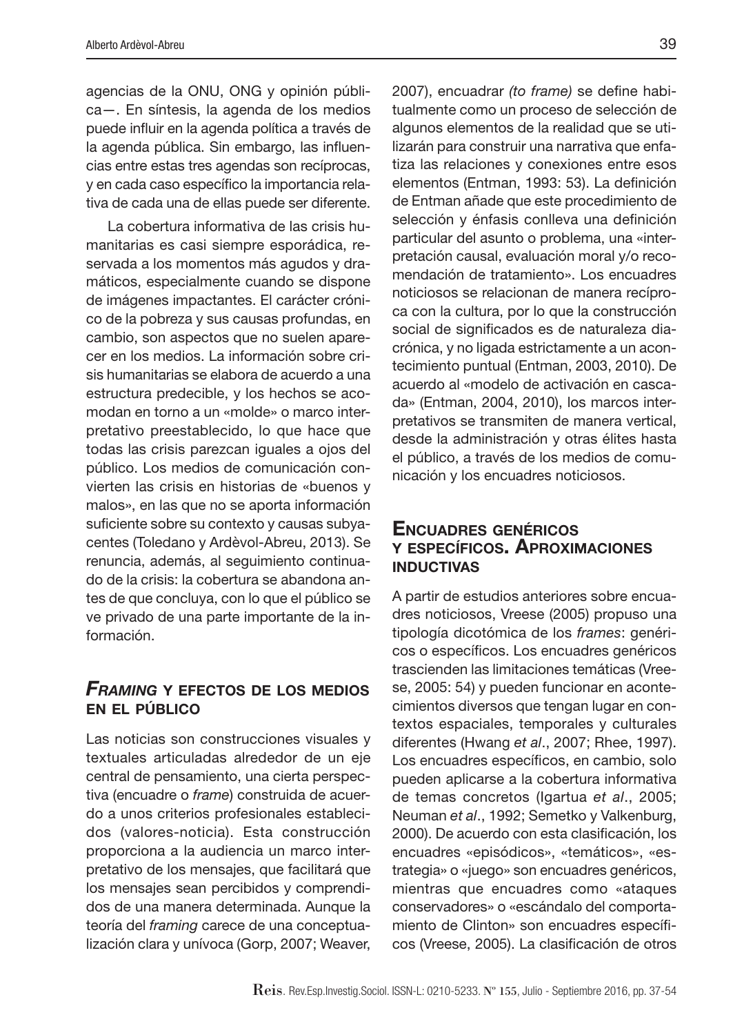agencias de la ONU, ONG y opinión pública—. En síntesis, la agenda de los medios puede influir en la agenda política a través de la agenda pública. Sin embargo, las influencias entre estas tres agendas son recíprocas, y en cada caso específico la importancia relativa de cada una de ellas puede ser diferente.

La cobertura informativa de las crisis humanitarias es casi siempre esporádica, reservada a los momentos más agudos y dramáticos, especialmente cuando se dispone de imágenes impactantes. El carácter crónico de la pobreza y sus causas profundas, en cambio, son aspectos que no suelen aparecer en los medios. La información sobre crisis humanitarias se elabora de acuerdo a una estructura predecible, y los hechos se acomodan en torno a un «molde» o marco interpretativo preestablecido, lo que hace que todas las crisis parezcan iguales a ojos del público. Los medios de comunicación convierten las crisis en historias de «buenos y malos», en las que no se aporta información suficiente sobre su contexto y causas subyacentes (Toledano y Ardèvol-Abreu, 2013). Se renuncia, además, al seguimiento continuado de la crisis: la cobertura se abandona antes de que concluya, con lo que el público se ve privado de una parte importante de la información.

## *Framing* y efectos de los medios en el público

Las noticias son construcciones visuales y textuales articuladas alrededor de un eje central de pensamiento, una cierta perspectiva (encuadre o *frame*) construida de acuerdo a unos criterios profesionales establecidos (valores-noticia). Esta construcción proporciona a la audiencia un marco interpretativo de los mensajes, que facilitará que los mensajes sean percibidos y comprendidos de una manera determinada. Aunque la teoría del *framing* carece de una conceptualización clara y unívoca (Gorp, 2007; Weaver, 2007), encuadrar *(to frame)* se define habitualmente como un proceso de selección de algunos elementos de la realidad que se utilizarán para construir una narrativa que enfatiza las relaciones y conexiones entre esos elementos (Entman, 1993: 53). La definición de Entman añade que este procedimiento de selección y énfasis conlleva una definición particular del asunto o problema, una «interpretación causal, evaluación moral y/o recomendación de tratamiento». Los encuadres noticiosos se relacionan de manera recíproca con la cultura, por lo que la construcción social de significados es de naturaleza diacrónica, y no ligada estrictamente a un acontecimiento puntual (Entman, 2003, 2010). De acuerdo al «modelo de activación en cascada» (Entman, 2004, 2010), los marcos interpretativos se transmiten de manera vertical, desde la administración y otras élites hasta el público, a través de los medios de comunicación y los encuadres noticiosos.

## Encuadres genéricos y específicos. Aproximaciones inductivas

A partir de estudios anteriores sobre encuadres noticiosos, Vreese (2005) propuso una tipología dicotómica de los *frames*: genéricos o específicos. Los encuadres genéricos trascienden las limitaciones temáticas (Vreese, 2005: 54) y pueden funcionar en acontecimientos diversos que tengan lugar en contextos espaciales, temporales y culturales diferentes (Hwang *et al*., 2007; Rhee, 1997). Los encuadres específicos, en cambio, solo pueden aplicarse a la cobertura informativa de temas concretos (Igartua *et al*., 2005; Neuman *et al*., 1992; Semetko y Valkenburg, 2000). De acuerdo con esta clasificación, los encuadres «episódicos», «temáticos», «estrategia» o «juego» son encuadres genéricos, mientras que encuadres como «ataques conservadores» o «escándalo del comportamiento de Clinton» son encuadres específicos (Vreese, 2005). La clasificación de otros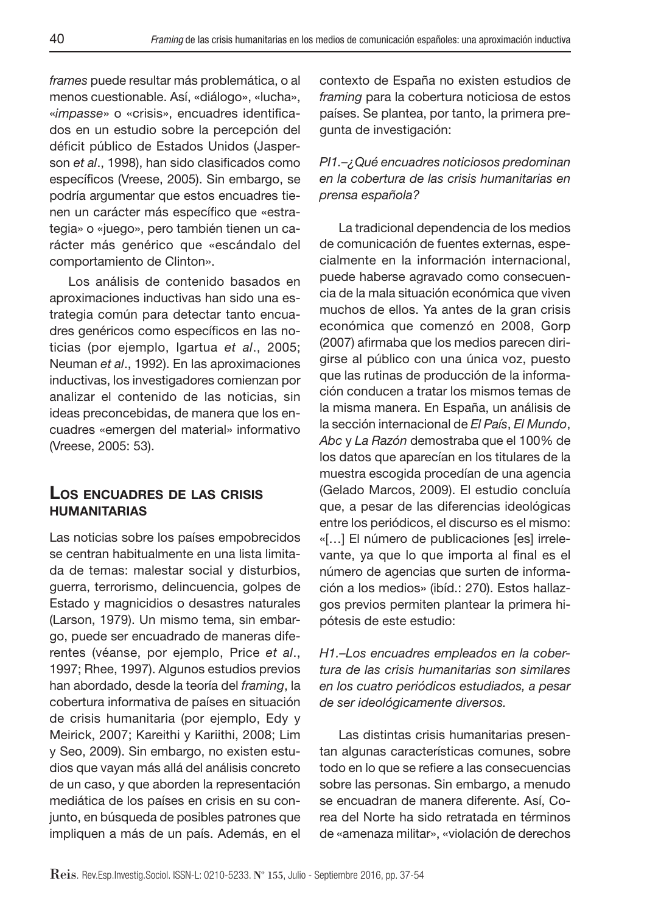*frames* puede resultar más problemática, o al menos cuestionable. Así, «diálogo», «lucha», «*impasse*» o «crisis», encuadres identificados en un estudio sobre la percepción del déficit público de Estados Unidos (Jasperson *et al*., 1998), han sido clasificados como específicos (Vreese, 2005). Sin embargo, se podría argumentar que estos encuadres tienen un carácter más específico que «estrategia» o «juego», pero también tienen un carácter más genérico que «escándalo del comportamiento de Clinton».

Los análisis de contenido basados en aproximaciones inductivas han sido una estrategia común para detectar tanto encuadres genéricos como específicos en las noticias (por ejemplo, Igartua *et al*., 2005; Neuman *et al*., 1992). En las aproximaciones inductivas, los investigadores comienzan por analizar el contenido de las noticias, sin ideas preconcebidas, de manera que los encuadres «emergen del material» informativo (Vreese, 2005: 53).

## Los encuadres de las crisis humanitarias

Las noticias sobre los países empobrecidos se centran habitualmente en una lista limitada de temas: malestar social y disturbios, guerra, terrorismo, delincuencia, golpes de Estado y magnicidios o desastres naturales (Larson, 1979). Un mismo tema, sin embargo, puede ser encuadrado de maneras diferentes (véanse, por ejemplo, Price *et al*., 1997; Rhee, 1997). Algunos estudios previos han abordado, desde la teoría del *framing*, la cobertura informativa de países en situación de crisis humanitaria (por ejemplo, Edy y Meirick, 2007; Kareithi y Kariithi, 2008; Lim y Seo, 2009). Sin embargo, no existen estudios que vayan más allá del análisis concreto de un caso, y que aborden la representación mediática de los países en crisis en su conjunto, en búsqueda de posibles patrones que impliquen a más de un país. Además, en el contexto de España no existen estudios de *framing* para la cobertura noticiosa de estos países. Se plantea, por tanto, la primera pregunta de investigación:

*PI1.–¿Qué encuadres noticiosos predominan en la cobertura de las crisis humanitarias en prensa española?*

La tradicional dependencia de los medios de comunicación de fuentes externas, especialmente en la información internacional, puede haberse agravado como consecuencia de la mala situación económica que viven muchos de ellos. Ya antes de la gran crisis económica que comenzó en 2008, Gorp (2007) afirmaba que los medios parecen dirigirse al público con una única voz, puesto que las rutinas de producción de la información conducen a tratar los mismos temas de la misma manera. En España, un análisis de la sección internacional de *El País*, *El Mundo*, *Abc* y *La Razón* demostraba que el 100% de los datos que aparecían en los titulares de la muestra escogida procedían de una agencia (Gelado Marcos, 2009). El estudio concluía que, a pesar de las diferencias ideológicas entre los periódicos, el discurso es el mismo: «[…] El número de publicaciones [es] irrelevante, ya que lo que importa al final es el número de agencias que surten de información a los medios» (ibíd.: 270). Estos hallazgos previos permiten plantear la primera hipótesis de este estudio:

*H1.–Los encuadres empleados en la cobertura de las crisis humanitarias son similares en los cuatro periódicos estudiados, a pesar de ser ideológicamente diversos.*

Las distintas crisis humanitarias presentan algunas características comunes, sobre todo en lo que se refiere a las consecuencias sobre las personas. Sin embargo, a menudo se encuadran de manera diferente. Así, Corea del Norte ha sido retratada en términos de «amenaza militar», «violación de derechos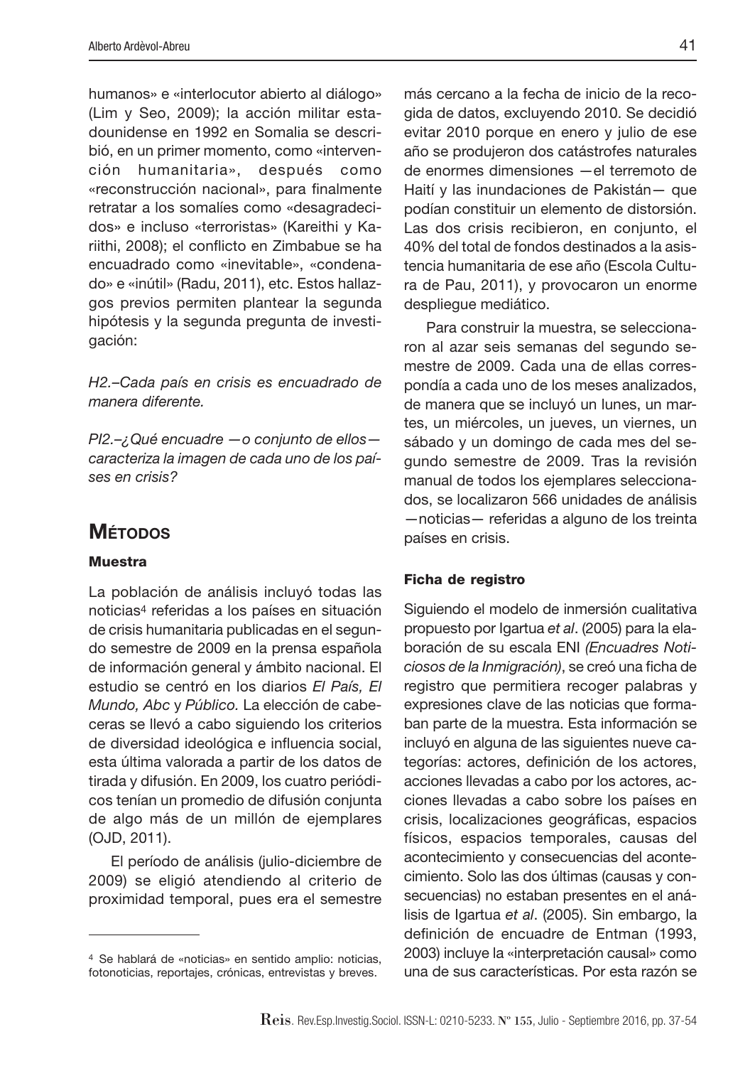humanos» e «interlocutor abierto al diálogo» (Lim y Seo, 2009); la acción militar estadounidense en 1992 en Somalia se describió, en un primer momento, como «intervención humanitaria», después como «reconstrucción nacional», para finalmente retratar a los somalíes como «desagradecidos» e incluso «terroristas» (Kareithi y Kariithi, 2008); el conflicto en Zimbabue se ha encuadrado como «inevitable», «condenado» e «inútil» (Radu, 2011), etc. Estos hallazgos previos permiten plantear la segunda hipótesis y la segunda pregunta de investigación:

*H2.–Cada país en crisis es encuadrado de manera diferente.*

*PI2.–¿Qué encuadre —o conjunto de ellos— caracteriza la imagen de cada uno de los países en crisis?*

## Métodos

### Muestra

La población de análisis incluyó todas las noticias[4] referidas a los países en situación de crisis humanitaria publicadas en el segundo semestre de 2009 en la prensa española de información general y ámbito nacional. El estudio se centró en los diarios *El País, El Mundo, Abc* y *Público*. La elección de cabeceras se llevó a cabo siguiendo los criterios de diversidad ideológica e influencia social, esta última valorada a partir de los datos de tirada y difusión. En 2009, los cuatro periódicos tenían un promedio de difusión conjunta de algo más de un millón de ejemplares (OJD, 2011).

El período de análisis (julio-diciembre de 2009) se eligió atendiendo al criterio de proximidad temporal, pues era el semestre más cercano a la fecha de inicio de la recogida de datos, excluyendo 2010. Se decidió evitar 2010 porque en enero y julio de ese año se produjeron dos catástrofes naturales de enormes dimensiones —el terremoto de Haití y las inundaciones de Pakistán— que podían constituir un elemento de distorsión. Las dos crisis recibieron, en conjunto, el 40% del total de fondos destinados a la asistencia humanitaria de ese año (Escola Cultura de Pau, 2011), y provocaron un enorme despliegue mediático.

Para construir la muestra, se seleccionaron al azar seis semanas del segundo semestre de 2009. Cada una de ellas correspondía a cada uno de los meses analizados, de manera que se incluyó un lunes, un martes, un miércoles, un jueves, un viernes, un sábado y un domingo de cada mes del segundo semestre de 2009. Tras la revisión manual de todos los ejemplares seleccionados, se localizaron 566 unidades de análisis —noticias— referidas a alguno de los treinta países en crisis.

### Ficha de registro

Siguiendo el modelo de inmersión cualitativa propuesto por Igartua *et al*. (2005) para la elaboración de su escala ENI *(Encuadres Noticiosos de la Inmigración)*, se creó una ficha de registro que permitiera recoger palabras y expresiones clave de las noticias que formaban parte de la muestra. Esta información se incluyó en alguna de las siguientes nueve categorías: actores, definición de los actores, acciones llevadas a cabo por los actores, acciones llevadas a cabo sobre los países en crisis, localizaciones geográficas, espacios físicos, espacios temporales, causas del acontecimiento y consecuencias del acontecimiento. Solo las dos últimas (causas y consecuencias) no estaban presentes en el análisis de Igartua *et al*. (2005). Sin embargo, la definición de encuadre de Entman (1993, 2003) incluye la «interpretación causal» como una de sus características. Por esta razón se

[4] Se hablará de «noticias» en sentido amplio: noticias, fotonoticias, reportajes, crónicas, entrevistas y breves.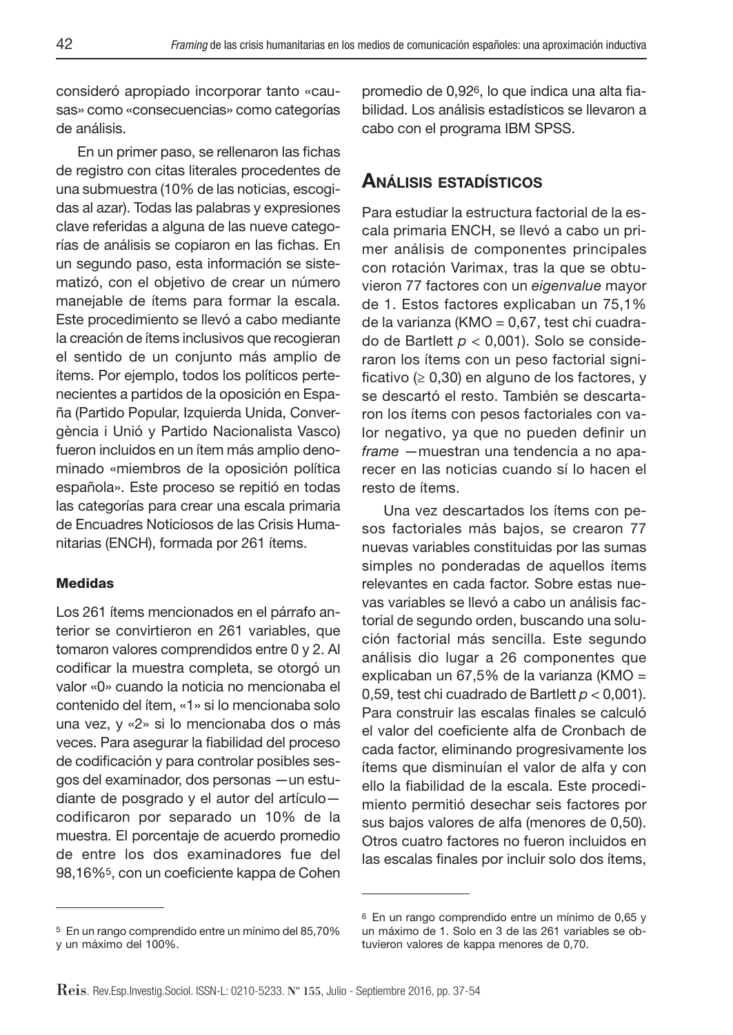consideró apropiado incorporar tanto «causas» como «consecuencias» como categorías de análisis.

En un primer paso, se rellenaron las fichas de registro con citas literales procedentes de una submuestra (10% de las noticias, escogidas al azar). Todas las palabras y expresiones clave referidas a alguna de las nueve categorías de análisis se copiaron en las fichas. En un segundo paso, esta información se sistematizó, con el objetivo de crear un número manejable de ítems para formar la escala. Este procedimiento se llevó a cabo mediante la creación de ítems inclusivos que recogieran el sentido de un conjunto más amplio de ítems. Por ejemplo, todos los políticos pertenecientes a partidos de la oposición en España (Partido Popular, Izquierda Unida, Convergència i Unió y Partido Nacionalista Vasco) fueron incluidos en un ítem más amplio denominado «miembros de la oposición política española». Este proceso se repitió en todas las categorías para crear una escala primaria de Encuadres Noticiosos de las Crisis Humanitarias (ENCH), formada por 261 ítems.

#### Medidas

Los 261 ítems mencionados en el párrafo anterior se convirtieron en 261 variables, que tomaron valores comprendidos entre 0 y 2. Al codificar la muestra completa, se otorgó un valor «0» cuando la noticia no mencionaba el contenido del ítem, «1» si lo mencionaba solo una vez, y «2» si lo mencionaba dos o más veces. Para asegurar la fiabilidad del proceso de codificación y para controlar posibles sesgos del examinador, dos personas —un estudiante de posgrado y el autor del artículo— codificaron por separado un 10% de la muestra. El porcentaje de acuerdo promedio de entre los dos examinadores fue del 98,16%[5], con un coeficiente kappa de Cohen promedio de 0,92[6], lo que indica una alta fiabilidad. Los análisis estadísticos se llevaron a cabo con el programa IBM SPSS.

## Análisis estadísticos

Para estudiar la estructura factorial de la escala primaria ENCH, se llevó a cabo un primer análisis de componentes principales con rotación Varimax, tras la que se obtuvieron 77 factores con un *eigenvalue* mayor de 1. Estos factores explicaban un 75,1% de la varianza (KMO = 0,67, test chi cuadrado de Bartlett $p < 0{,}001$). Solo se consideraron los ítems con un peso factorial significativo ($\geq 0{,}30$) en alguno de los factores, y se descartó el resto. También se descartaron los ítems con pesos factoriales con valor negativo, ya que no pueden definir un *frame* —muestran una tendencia a no aparecer en las noticias cuando sí lo hacen el resto de ítems.

Una vez descartados los ítems con pesos factoriales más bajos, se crearon 77 nuevas variables constituidas por las sumas simples no ponderadas de aquellos ítems relevantes en cada factor. Sobre estas nuevas variables se llevó a cabo un análisis factorial de segundo orden, buscando una solución factorial más sencilla. Este segundo análisis dio lugar a 26 componentes que explicaban un 67,5% de la varianza (KMO = 0,59, test chi cuadrado de Bartlett $p < 0{,}001$). Para construir las escalas finales se calculó el valor del coeficiente alfa de Cronbach de cada factor, eliminando progresivamente los ítems que disminuían el valor de alfa y con ello la fiabilidad de la escala. Este procedimiento permitió desechar seis factores por sus bajos valores de alfa (menores de 0,50). Otros cuatro factores no fueron incluidos en las escalas finales por incluir solo dos ítems,

---

[5] En un rango comprendido entre un mínimo del 85,70% y un máximo del 100%.

[6] En un rango comprendido entre un mínimo de 0,65 y un máximo de 1. Solo en 3 de las 261 variables se obtuvieron valores de kappa menores de 0,70.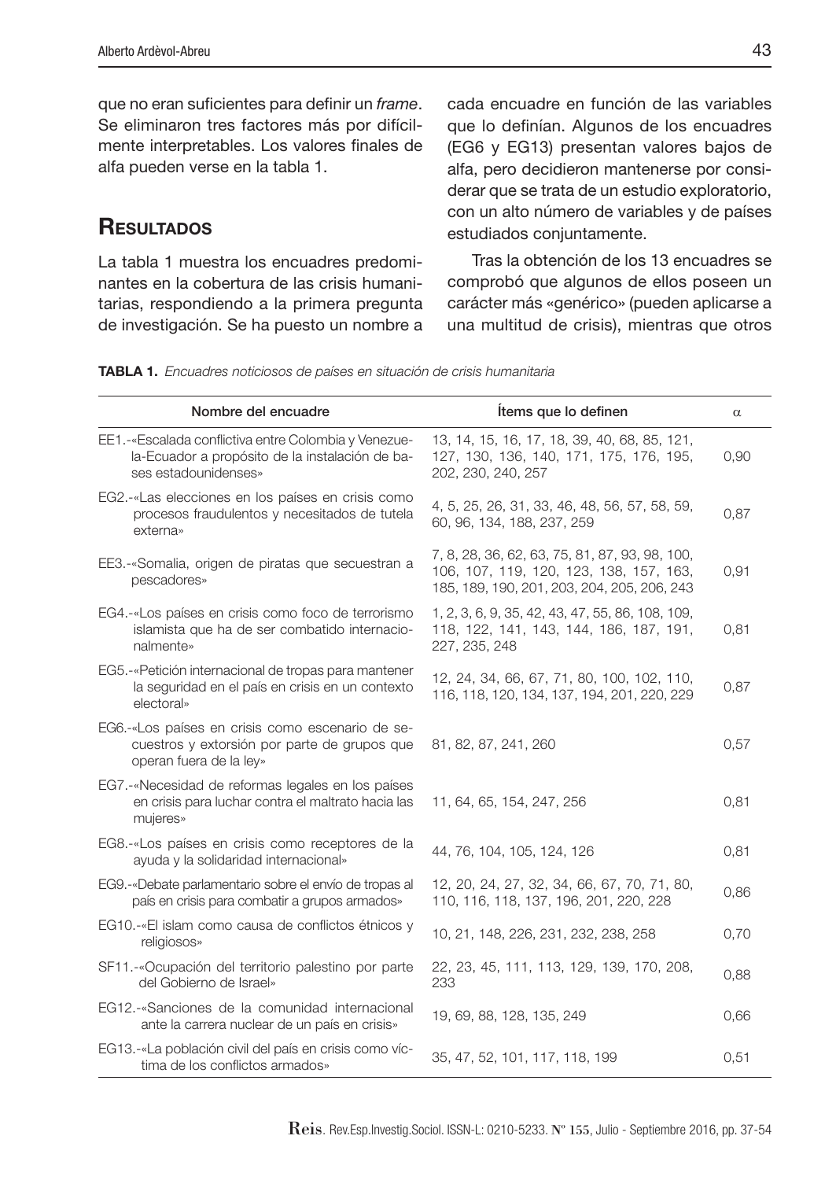que no eran suficientes para definir un *frame*. Se eliminaron tres factores más por difícilmente interpretables. Los valores finales de alfa pueden verse en la tabla 1.

## Resultados

La tabla 1 muestra los encuadres predominantes en la cobertura de las crisis humanitarias, respondiendo a la primera pregunta de investigación. Se ha puesto un nombre a cada encuadre en función de las variables que lo definían. Algunos de los encuadres (EG6 y EG13) presentan valores bajos de alfa, pero decidieron mantenerse por considerar que se trata de un estudio exploratorio, con un alto número de variables y de países estudiados conjuntamente.

Tras la obtención de los 13 encuadres se comprobó que algunos de ellos poseen un carácter más «genérico» (pueden aplicarse a una multitud de crisis), mientras que otros

**TABLA 1.** *Encuadres noticiosos de países en situación de crisis humanitaria*

| Nombre del encuadre | Ítems que lo definen | α |
|---|---|---|
| EE1.-«Escalada conflictiva entre Colombia y Venezuela-Ecuador a propósito de la instalación de bases estadounidenses» | 13, 14, 15, 16, 17, 18, 39, 40, 68, 85, 121, 127, 130, 136, 140, 171, 175, 176, 195, 202, 230, 240, 257 | 0,90 |
| EG2.-«Las elecciones en los países en crisis como procesos fraudulentos y necesitados de tutela externa» | 4, 5, 25, 26, 31, 33, 46, 48, 56, 57, 58, 59, 60, 96, 134, 188, 237, 259 | 0,87 |
| EE3.-«Somalia, origen de piratas que secuestran a pescadores» | 7, 8, 28, 36, 62, 63, 75, 81, 87, 93, 98, 100, 106, 107, 119, 120, 123, 138, 157, 163, 185, 189, 190, 201, 203, 204, 205, 206, 243 | 0,91 |
| EG4.-«Los países en crisis como foco de terrorismo islamista que ha de ser combatido internacionalmente» | 1, 2, 3, 6, 9, 35, 42, 43, 47, 55, 86, 108, 109, 118, 122, 141, 143, 144, 186, 187, 191, 227, 235, 248 | 0,81 |
| EG5.-«Petición internacional de tropas para mantener la seguridad en el país en crisis en un contexto electoral» | 12, 24, 34, 66, 67, 71, 80, 100, 102, 110, 116, 118, 120, 134, 137, 194, 201, 220, 229 | 0,87 |
| EG6.-«Los países en crisis como escenario de secuestros y extorsión por parte de grupos que operan fuera de la ley» | 81, 82, 87, 241, 260 | 0,57 |
| EG7.-«Necesidad de reformas legales en los países en crisis para luchar contra el maltrato hacia las mujeres» | 11, 64, 65, 154, 247, 256 | 0,81 |
| EG8.-«Los países en crisis como receptores de la ayuda y la solidaridad internacional» | 44, 76, 104, 105, 124, 126 | 0,81 |
| EG9.-«Debate parlamentario sobre el envío de tropas al país en crisis para combatir a grupos armados» | 12, 20, 24, 27, 32, 34, 66, 67, 70, 71, 80, 110, 116, 118, 137, 196, 201, 220, 228 | 0,86 |
| EG10.-«El islam como causa de conflictos étnicos y religiosos» | 10, 21, 148, 226, 231, 232, 238, 258 | 0,70 |
| SF11.-«Ocupación del territorio palestino por parte del Gobierno de Israel» | 22, 23, 45, 111, 113, 129, 139, 170, 208, 233 | 0,88 |
| EG12.-«Sanciones de la comunidad internacional ante la carrera nuclear de un país en crisis» | 19, 69, 88, 128, 135, 249 | 0,66 |
| EG13.-«La población civil del país en crisis como víctima de los conflictos armados» | 35, 47, 52, 101, 117, 118, 199 | 0,51 |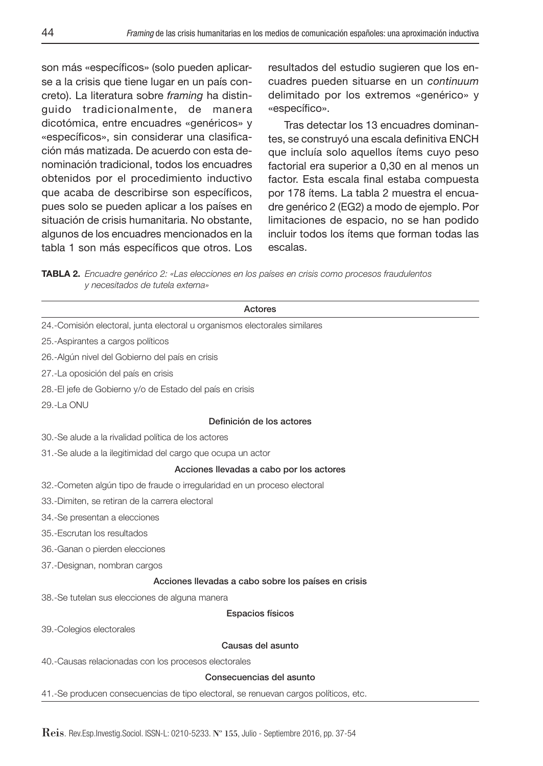son más «específicos» (solo pueden aplicarse a la crisis que tiene lugar en un país concreto). La literatura sobre *framing* ha distinguido tradicionalmente, de manera dicotómica, entre encuadres «genéricos» y «específicos», sin considerar una clasificación más matizada. De acuerdo con esta denominación tradicional, todos los encuadres obtenidos por el procedimiento inductivo que acaba de describirse son específicos, pues solo se pueden aplicar a los países en situación de crisis humanitaria. No obstante, algunos de los encuadres mencionados en la tabla 1 son más específicos que otros. Los resultados del estudio sugieren que los encuadres pueden situarse en un *continuum* delimitado por los extremos «genérico» y «específico».

Tras detectar los 13 encuadres dominantes, se construyó una escala definitiva ENCH que incluía solo aquellos ítems cuyo peso factorial era superior a 0,30 en al menos un factor. Esta escala final estaba compuesta por 178 ítems. La tabla 2 muestra el encuadre genérico 2 (EG2) a modo de ejemplo. Por limitaciones de espacio, no se han podido incluir todos los ítems que forman todas las escalas.

**TABLA 2.** *Encuadre genérico 2: «Las elecciones en los países en crisis como procesos fraudulentos y necesitados de tutela externa»*

| Actores |
|---|
| 24.-Comisión electoral, junta electoral u organismos electorales similares |
| 25.-Aspirantes a cargos políticos |
| 26.-Algún nivel del Gobierno del país en crisis |
| 27.-La oposición del país en crisis |
| 28.-El jefe de Gobierno y/o de Estado del país en crisis |
| 29.-La ONU |
| **Definición de los actores** |
| 30.-Se alude a la rivalidad política de los actores |
| 31.-Se alude a la ilegitimidad del cargo que ocupa un actor |
| **Acciones llevadas a cabo por los actores** |
| 32.-Cometen algún tipo de fraude o irregularidad en un proceso electoral |
| 33.-Dimiten, se retiran de la carrera electoral |
| 34.-Se presentan a elecciones |
| 35.-Escrutan los resultados |
| 36.-Ganan o pierden elecciones |
| 37.-Designan, nombran cargos |
| **Acciones llevadas a cabo sobre los países en crisis** |
| 38.-Se tutelan sus elecciones de alguna manera |
| **Espacios físicos** |
| 39.-Colegios electorales |
| **Causas del asunto** |
| 40.-Causas relacionadas con los procesos electorales |
| **Consecuencias del asunto** |
| 41.-Se producen consecuencias de tipo electoral, se renuevan cargos políticos, etc. |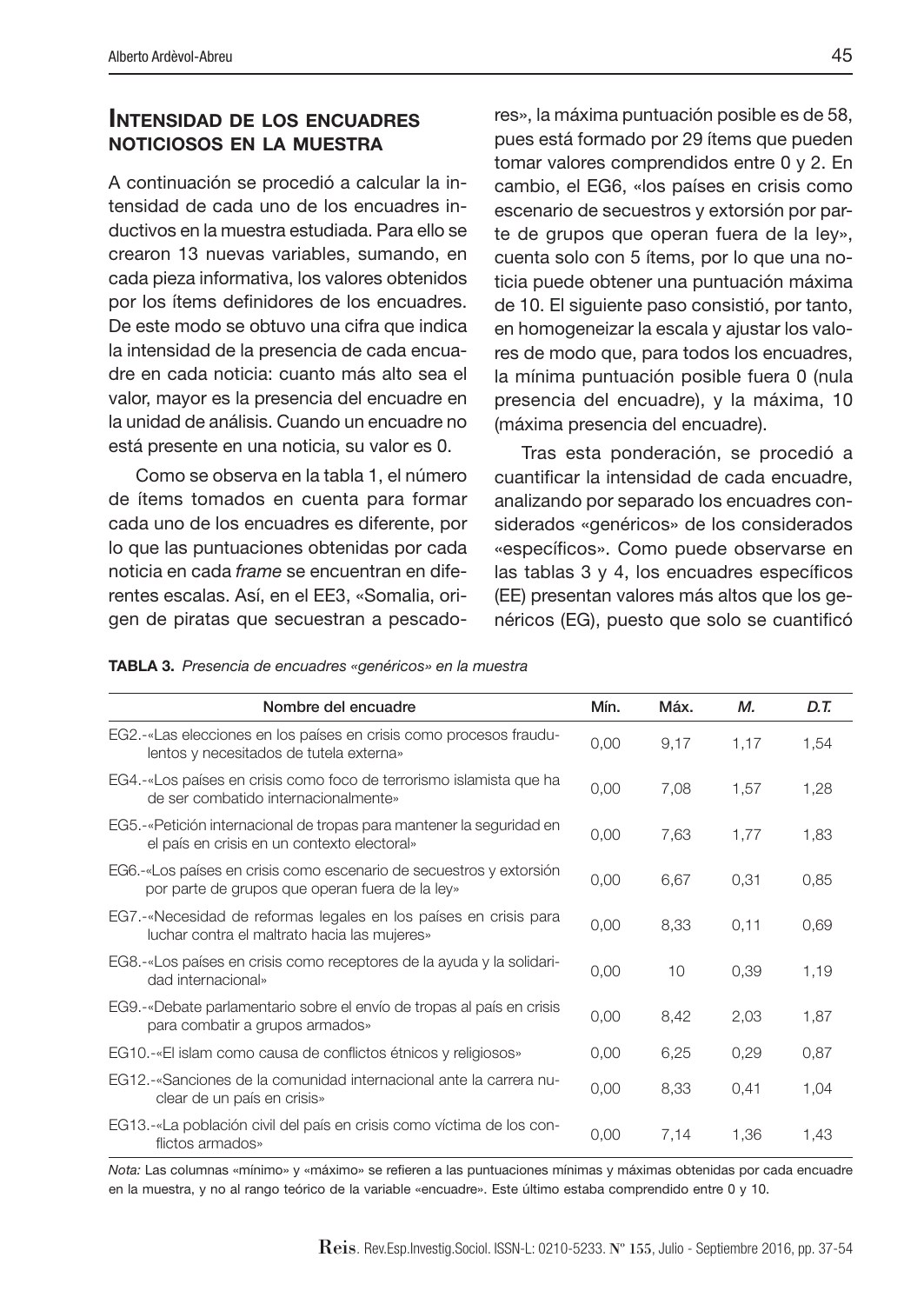## Intensidad de los encuadres noticiosos en la muestra

A continuación se procedió a calcular la intensidad de cada uno de los encuadres inductivos en la muestra estudiada. Para ello se crearon 13 nuevas variables, sumando, en cada pieza informativa, los valores obtenidos por los ítems definidores de los encuadres. De este modo se obtuvo una cifra que indica la intensidad de la presencia de cada encuadre en cada noticia: cuanto más alto sea el valor, mayor es la presencia del encuadre en la unidad de análisis. Cuando un encuadre no está presente en una noticia, su valor es 0.

Como se observa en la tabla 1, el número de ítems tomados en cuenta para formar cada uno de los encuadres es diferente, por lo que las puntuaciones obtenidas por cada noticia en cada *frame* se encuentran en diferentes escalas. Así, en el EE3, «Somalia, origen de piratas que secuestran a pescadores», la máxima puntuación posible es de 58, pues está formado por 29 ítems que pueden tomar valores comprendidos entre 0 y 2. En cambio, el EG6, «los países en crisis como escenario de secuestros y extorsión por parte de grupos que operan fuera de la ley», cuenta solo con 5 ítems, por lo que una noticia puede obtener una puntuación máxima de 10. El siguiente paso consistió, por tanto, en homogeneizar la escala y ajustar los valores de modo que, para todos los encuadres, la mínima puntuación posible fuera 0 (nula presencia del encuadre), y la máxima, 10 (máxima presencia del encuadre).

Tras esta ponderación, se procedió a cuantificar la intensidad de cada encuadre, analizando por separado los encuadres considerados «genéricos» de los considerados «específicos». Como puede observarse en las tablas 3 y 4, los encuadres específicos (EE) presentan valores más altos que los genéricos (EG), puesto que solo se cuantificó

**TABLA 3.** *Presencia de encuadres «genéricos» en la muestra*

| Nombre del encuadre | Mín. | Máx. | *M.* | *D.T.* |
|---|---|---|---|---|
| EG2.-«Las elecciones en los países en crisis como procesos fraudulentos y necesitados de tutela externa» | 0,00 | 9,17 | 1,17 | 1,54 |
| EG4.-«Los países en crisis como foco de terrorismo islamista que ha de ser combatido internacionalmente» | 0,00 | 7,08 | 1,57 | 1,28 |
| EG5.-«Petición internacional de tropas para mantener la seguridad en el país en crisis en un contexto electoral» | 0,00 | 7,63 | 1,77 | 1,83 |
| EG6.-«Los países en crisis como escenario de secuestros y extorsión por parte de grupos que operan fuera de la ley» | 0,00 | 6,67 | 0,31 | 0,85 |
| EG7.-«Necesidad de reformas legales en los países en crisis para luchar contra el maltrato hacia las mujeres» | 0,00 | 8,33 | 0,11 | 0,69 |
| EG8.-«Los países en crisis como receptores de la ayuda y la solidaridad internacional» | 0,00 | 10 | 0,39 | 1,19 |
| EG9.-«Debate parlamentario sobre el envío de tropas al país en crisis para combatir a grupos armados» | 0,00 | 8,42 | 2,03 | 1,87 |
| EG10.-«El islam como causa de conflictos étnicos y religiosos» | 0,00 | 6,25 | 0,29 | 0,87 |
| EG12.-«Sanciones de la comunidad internacional ante la carrera nuclear de un país en crisis» | 0,00 | 8,33 | 0,41 | 1,04 |
| EG13.-«La población civil del país en crisis como víctima de los conflictos armados» | 0,00 | 7,14 | 1,36 | 1,43 |

*Nota:* Las columnas «mínimo» y «máximo» se refieren a las puntuaciones mínimas y máximas obtenidas por cada encuadre en la muestra, y no al rango teórico de la variable «encuadre». Este último estaba comprendido entre 0 y 10.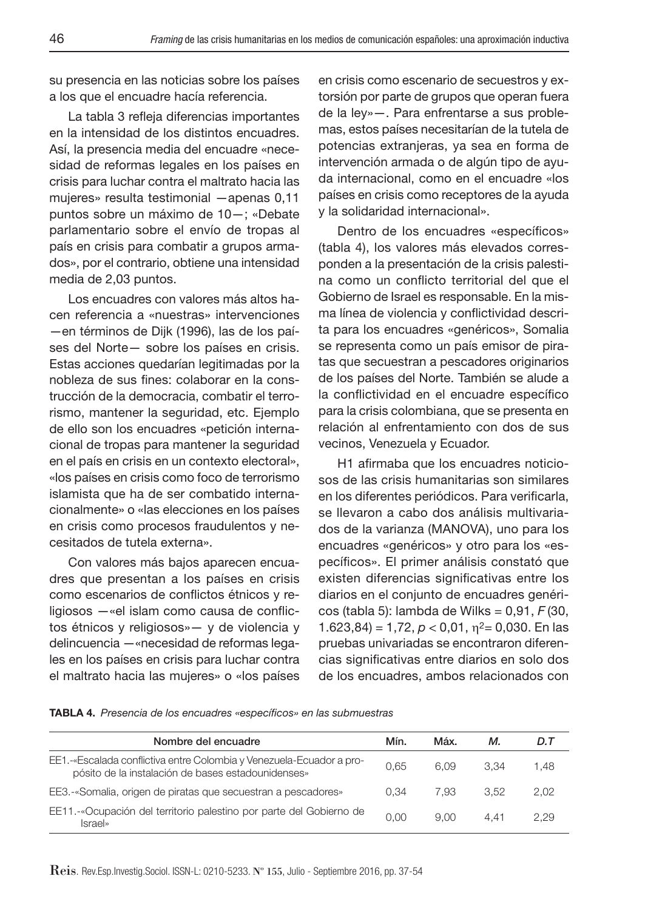su presencia en las noticias sobre los países a los que el encuadre hacía referencia.

La tabla 3 refleja diferencias importantes en la intensidad de los distintos encuadres. Así, la presencia media del encuadre «necesidad de reformas legales en los países en crisis para luchar contra el maltrato hacia las mujeres» resulta testimonial —apenas 0,11 puntos sobre un máximo de 10—; «Debate parlamentario sobre el envío de tropas al país en crisis para combatir a grupos armados», por el contrario, obtiene una intensidad media de 2,03 puntos.

Los encuadres con valores más altos hacen referencia a «nuestras» intervenciones —en términos de Dijk (1996), las de los países del Norte— sobre los países en crisis. Estas acciones quedarían legitimadas por la nobleza de sus fines: colaborar en la construcción de la democracia, combatir el terrorismo, mantener la seguridad, etc. Ejemplo de ello son los encuadres «petición internacional de tropas para mantener la seguridad en el país en crisis en un contexto electoral», «los países en crisis como foco de terrorismo islamista que ha de ser combatido internacionalmente» o «las elecciones en los países en crisis como procesos fraudulentos y necesitados de tutela externa».

Con valores más bajos aparecen encuadres que presentan a los países en crisis como escenarios de conflictos étnicos y religiosos —«el islam como causa de conflictos étnicos y religiosos»— y de violencia y delincuencia —«necesidad de reformas legales en los países en crisis para luchar contra el maltrato hacia las mujeres» o «los países en crisis como escenario de secuestros y extorsión por parte de grupos que operan fuera de la ley»—. Para enfrentarse a sus problemas, estos países necesitarían de la tutela de potencias extranjeras, ya sea en forma de intervención armada o de algún tipo de ayuda internacional, como en el encuadre «los países en crisis como receptores de la ayuda y la solidaridad internacional».

Dentro de los encuadres «específicos» (tabla 4), los valores más elevados corresponden a la presentación de la crisis palestina como un conflicto territorial del que el Gobierno de Israel es responsable. En la misma línea de violencia y conflictividad descrita para los encuadres «genéricos», Somalia se representa como un país emisor de piratas que secuestran a pescadores originarios de los países del Norte. También se alude a la conflictividad en el encuadre específico para la crisis colombiana, que se presenta en relación al enfrentamiento con dos de sus vecinos, Venezuela y Ecuador.

H1 afirmaba que los encuadres noticiosos de las crisis humanitarias son similares en los diferentes periódicos. Para verificarla, se llevaron a cabo dos análisis multivariados de la varianza (MANOVA), uno para los encuadres «genéricos» y otro para los «específicos». El primer análisis constató que existen diferencias significativas entre los diarios en el conjunto de encuadres genéricos (tabla 5): lambda de Wilks = 0,91, $F(30, 1.623{,}84) = 1{,}72$, $p < 0{,}01$, $\eta^2 = 0{,}030$. En las pruebas univariadas se encontraron diferencias significativas entre diarios en solo dos de los encuadres, ambos relacionados con

**TABLA 4.** *Presencia de los encuadres «específicos» en las submuestras*

| Nombre del encuadre | Mín. | Máx. | *M.* | *D.T* |
|---|---|---|---|---|
| EE1.-«Escalada conflictiva entre Colombia y Venezuela-Ecuador a propósito de la instalación de bases estadounidenses» | 0,65 | 6,09 | 3,34 | 1,48 |
| EE3.-«Somalia, origen de piratas que secuestran a pescadores» | 0,34 | 7,93 | 3,52 | 2,02 |
| EE11.-«Ocupación del territorio palestino por parte del Gobierno de Israel» | 0,00 | 9,00 | 4,41 | 2,29 |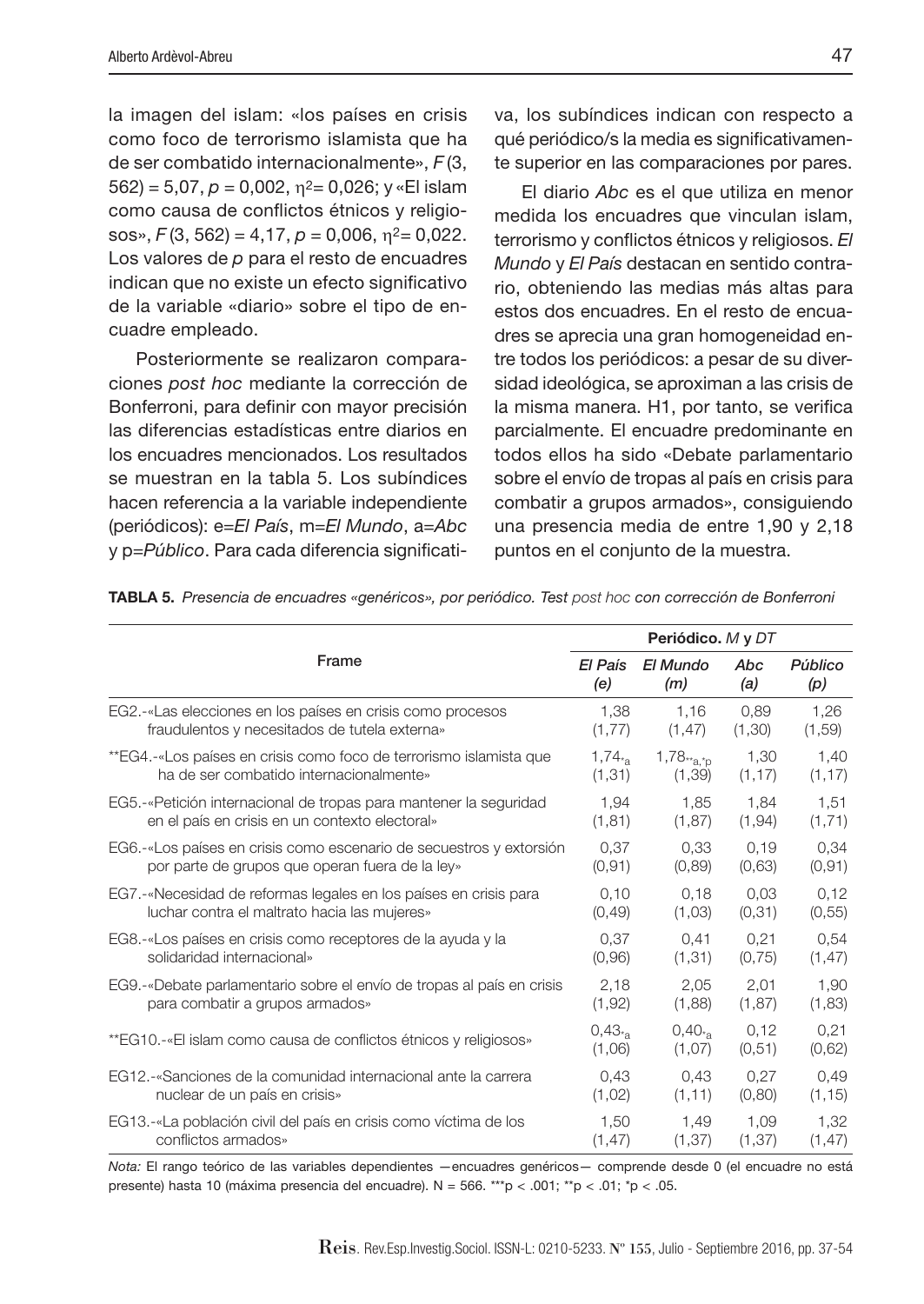la imagen del islam: «los países en crisis como foco de terrorismo islamista que ha de ser combatido internacionalmente», $F(3, 562) = 5{,}07$, $p = 0{,}002$, $\eta^2 = 0{,}026$; y «El islam como causa de conflictos étnicos y religiosos», $F(3, 562) = 4{,}17$, $p = 0{,}006$, $\eta^2 = 0{,}022$. Los valores de *p* para el resto de encuadres indican que no existe un efecto significativo de la variable «diario» sobre el tipo de encuadre empleado.

Posteriormente se realizaron comparaciones *post hoc* mediante la corrección de Bonferroni, para definir con mayor precisión las diferencias estadísticas entre diarios en los encuadres mencionados. Los resultados se muestran en la tabla 5. Los subíndices hacen referencia a la variable independiente (periódicos): e=*El País*, m=*El Mundo*, a=*Abc* y p=*Público*. Para cada diferencia significativa, los subíndices indican con respecto a qué periódico/s la media es significativamente superior en las comparaciones por pares.

El diario *Abc* es el que utiliza en menor medida los encuadres que vinculan islam, terrorismo y conflictos étnicos y religiosos. *El Mundo* y *El País* destacan en sentido contrario, obteniendo las medias más altas para estos dos encuadres. En el resto de encuadres se aprecia una gran homogeneidad entre todos los periódicos: a pesar de su diversidad ideológica, se aproximan a las crisis de la misma manera. H1, por tanto, se verifica parcialmente. El encuadre predominante en todos ellos ha sido «Debate parlamentario sobre el envío de tropas al país en crisis para combatir a grupos armados», consiguiendo una presencia media de entre 1,90 y 2,18 puntos en el conjunto de la muestra.

**TABLA 5.** *Presencia de encuadres «genéricos», por periódico. Test post hoc con corrección de Bonferroni*

| Frame | Periódico. *M* y *DT* | | | |
|---|---|---|---|---|
| | *El País* (e) | *El Mundo* (m) | *Abc* (a) | *Público* (p) |
| EG2.-«Las elecciones en los países en crisis como procesos fraudulentos y necesitados de tutela externa» | 1,38 (1,77) | 1,16 (1,47) | 0,89 (1,30) | 1,26 (1,59) |
| **EG4.-«Los países en crisis como foco de terrorismo islamista que ha de ser combatido internacionalmente» | $1{,}74_{*a}$ (1,31) | $1{,}78_{**a,*p}$ (1,39) | 1,30 (1,17) | 1,40 (1,17) |
| EG5.-«Petición internacional de tropas para mantener la seguridad en el país en crisis en un contexto electoral» | 1,94 (1,81) | 1,85 (1,87) | 1,84 (1,94) | 1,51 (1,71) |
| EG6.-«Los países en crisis como escenario de secuestros y extorsión por parte de grupos que operan fuera de la ley» | 0,37 (0,91) | 0,33 (0,89) | 0,19 (0,63) | 0,34 (0,91) |
| EG7.-«Necesidad de reformas legales en los países en crisis para luchar contra el maltrato hacia las mujeres» | 0,10 (0,49) | 0,18 (1,03) | 0,03 (0,31) | 0,12 (0,55) |
| EG8.-«Los países en crisis como receptores de la ayuda y la solidaridad internacional» | 0,37 (0,96) | 0,41 (1,31) | 0,21 (0,75) | 0,54 (1,47) |
| EG9.-«Debate parlamentario sobre el envío de tropas al país en crisis para combatir a grupos armados» | 2,18 (1,92) | 2,05 (1,88) | 2,01 (1,87) | 1,90 (1,83) |
| **EG10.-«El islam como causa de conflictos étnicos y religiosos» | $0{,}43_{*a}$ (1,06) | $0{,}40_{*a}$ (1,07) | 0,12 (0,51) | 0,21 (0,62) |
| EG12.-«Sanciones de la comunidad internacional ante la carrera nuclear de un país en crisis» | 0,43 (1,02) | 0,43 (1,11) | 0,27 (0,80) | 0,49 (1,15) |
| EG13.-«La población civil del país en crisis como víctima de los conflictos armados» | 1,50 (1,47) | 1,49 (1,37) | 1,09 (1,37) | 1,32 (1,47) |

*Nota:* El rango teórico de las variables dependientes —encuadres genéricos— comprende desde 0 (el encuadre no está presente) hasta 10 (máxima presencia del encuadre). N = 566. ***p < .001; **p < .01; *p < .05.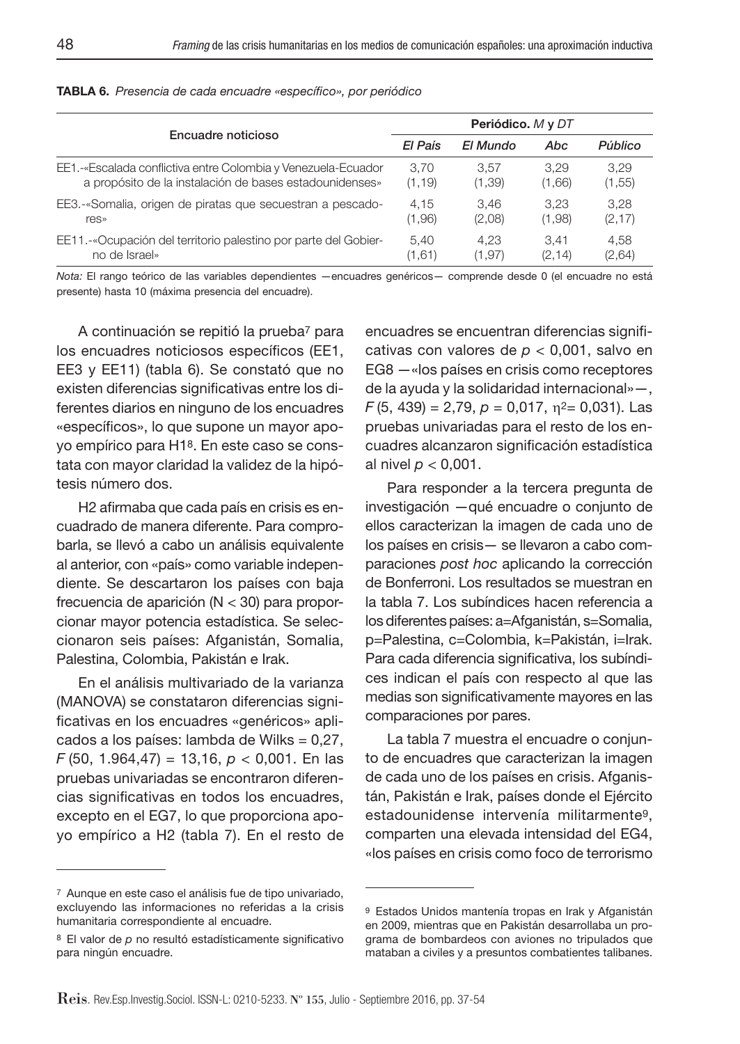**TABLA 6.** *Presencia de cada encuadre «específico», por periódico*

| Encuadre noticioso | Periódico. *M* y *DT* | | | |
|---|---|---|---|---|
| | *El País* | *El Mundo* | *Abc* | *Público* |
| EE1.-«Escalada conflictiva entre Colombia y Venezuela-Ecuador a propósito de la instalación de bases estadounidenses» | 3,70 (1,19) | 3,57 (1,39) | 3,29 (1,66) | 3,29 (1,55) |
| EE3.-«Somalia, origen de piratas que secuestran a pescadores» | 4,15 (1,96) | 3,46 (2,08) | 3,23 (1,98) | 3,28 (2,17) |
| EE11.-«Ocupación del territorio palestino por parte del Gobierno de Israel» | 5,40 (1,61) | 4,23 (1,97) | 3,41 (2,14) | 4,58 (2,64) |

*Nota:* El rango teórico de las variables dependientes —encuadres genéricos— comprende desde 0 (el encuadre no está presente) hasta 10 (máxima presencia del encuadre).

A continuación se repitió la prueba[7] para los encuadres noticiosos específicos (EE1, EE3 y EE11) (tabla 6). Se constató que no existen diferencias significativas entre los diferentes diarios en ninguno de los encuadres «específicos», lo que supone un mayor apoyo empírico para H1[8]. En este caso se constata con mayor claridad la validez de la hipótesis número dos.

H2 afirmaba que cada país en crisis es encuadrado de manera diferente. Para comprobarla, se llevó a cabo un análisis equivalente al anterior, con «país» como variable independiente. Se descartaron los países con baja frecuencia de aparición (N < 30) para proporcionar mayor potencia estadística. Se seleccionaron seis países: Afganistán, Somalia, Palestina, Colombia, Pakistán e Irak.

En el análisis multivariado de la varianza (MANOVA) se constataron diferencias significativas en los encuadres «genéricos» aplicados a los países: lambda de Wilks = 0,27, $F$ (50, 1.964,47) = 13,16, $p$ < 0,001. En las pruebas univariadas se encontraron diferencias significativas en todos los encuadres, excepto en el EG7, lo que proporciona apoyo empírico a H2 (tabla 7). En el resto de encuadres se encuentran diferencias significativas con valores de $p$ < 0,001, salvo en EG8 —«los países en crisis como receptores de la ayuda y la solidaridad internacional»—, $F$ (5, 439) = 2,79, $p$ = 0,017, $\eta^2$= 0,031). Las pruebas univariadas para el resto de los encuadres alcanzaron significación estadística al nivel $p$ < 0,001.

Para responder a la tercera pregunta de investigación —qué encuadre o conjunto de ellos caracterizan la imagen de cada uno de los países en crisis— se llevaron a cabo comparaciones *post hoc* aplicando la corrección de Bonferroni. Los resultados se muestran en la tabla 7. Los subíndices hacen referencia a los diferentes países: a=Afganistán, s=Somalia, p=Palestina, c=Colombia, k=Pakistán, i=Irak. Para cada diferencia significativa, los subíndices indican el país con respecto al que las medias son significativamente mayores en las comparaciones por pares.

La tabla 7 muestra el encuadre o conjunto de encuadres que caracterizan la imagen de cada uno de los países en crisis. Afganistán, Pakistán e Irak, países donde el Ejército estadounidense intervenía militarmente[9], comparten una elevada intensidad del EG4, «los países en crisis como foco de terrorismo

[7] Aunque en este caso el análisis fue de tipo univariado, excluyendo las informaciones no referidas a la crisis humanitaria correspondiente al encuadre.

[8] El valor de $p$ no resultó estadísticamente significativo para ningún encuadre.

[9] Estados Unidos mantenía tropas en Irak y Afganistán en 2009, mientras que en Pakistán desarrollaba un programa de bombardeos con aviones no tripulados que mataban a civiles y a presuntos combatientes talibanes.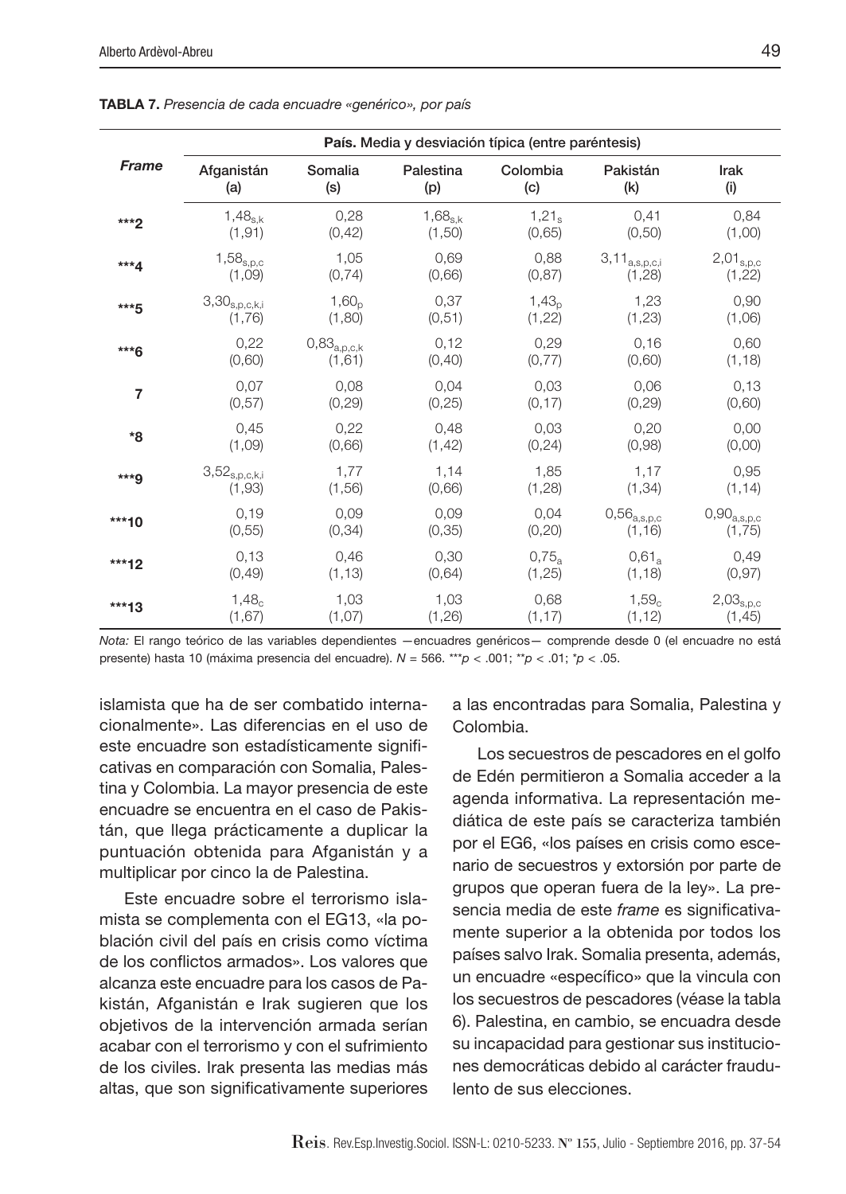**TABLA 7.** *Presencia de cada encuadre «genérico», por país*

| *Frame* | **País.** Media y desviación típica (entre paréntesis) | | | | | |
|---|---|---|---|---|---|---|
| | Afganistán (a) | Somalia (s) | Palestina (p) | Colombia (c) | Pakistán (k) | Irak (i) |
| ***2 | $1{,}48_{s,k}$ (1,91) | 0,28 (0,42) | $1{,}68_{s,k}$ (1,50) | $1{,}21_{s}$ (0,65) | 0,41 (0,50) | 0,84 (1,00) |
| ***4 | $1{,}58_{s,p,c}$ (1,09) | 1,05 (0,74) | 0,69 (0,66) | 0,88 (0,87) | $3{,}11_{a,s,p,c,i}$ (1,28) | $2{,}01_{s,p,c}$ (1,22) |
| ***5 | $3{,}30_{s,p,c,k,i}$ (1,76) | $1{,}60_{p}$ (1,80) | 0,37 (0,51) | $1{,}43_{p}$ (1,22) | 1,23 (1,23) | 0,90 (1,06) |
| ***6 | 0,22 (0,60) | $0{,}83_{a,p,c,k}$ (1,61) | 0,12 (0,40) | 0,29 (0,77) | 0,16 (0,60) | 0,60 (1,18) |
| 7 | 0,07 (0,57) | 0,08 (0,29) | 0,04 (0,25) | 0,03 (0,17) | 0,06 (0,29) | 0,13 (0,60) |
| *8 | 0,45 (1,09) | 0,22 (0,66) | 0,48 (1,42) | 0,03 (0,24) | 0,20 (0,98) | 0,00 (0,00) |
| ***9 | $3{,}52_{s,p,c,k,i}$ (1,93) | 1,77 (1,56) | 1,14 (0,66) | 1,85 (1,28) | 1,17 (1,34) | 0,95 (1,14) |
| ***10 | 0,19 (0,55) | 0,09 (0,34) | 0,09 (0,35) | 0,04 (0,20) | $0{,}56_{a,s,p,c}$ (1,16) | $0{,}90_{a,s,p,c}$ (1,75) |
| ***12 | 0,13 (0,49) | 0,46 (1,13) | 0,30 (0,64) | $0{,}75_{a}$ (1,25) | $0{,}61_{a}$ (1,18) | 0,49 (0,97) |
| ***13 | $1{,}48_{c}$ (1,67) | 1,03 (1,07) | 1,03 (1,26) | 0,68 (1,17) | $1{,}59_{c}$ (1,12) | $2{,}03_{s,p,c}$ (1,45) |

*Nota:* El rango teórico de las variables dependientes —encuadres genéricos— comprende desde 0 (el encuadre no está presente) hasta 10 (máxima presencia del encuadre). *N* = 566. ***$p < .001$; **$p < .01$; *$p < .05$.

islamista que ha de ser combatido internacionalmente». Las diferencias en el uso de este encuadre son estadísticamente significativas en comparación con Somalia, Palestina y Colombia. La mayor presencia de este encuadre se encuentra en el caso de Pakistán, que llega prácticamente a duplicar la puntuación obtenida para Afganistán y a multiplicar por cinco la de Palestina.

Este encuadre sobre el terrorismo islamista se complementa con el EG13, «la población civil del país en crisis como víctima de los conflictos armados». Los valores que alcanza este encuadre para los casos de Pakistán, Afganistán e Irak sugieren que los objetivos de la intervención armada serían acabar con el terrorismo y con el sufrimiento de los civiles. Irak presenta las medias más altas, que son significativamente superiores a las encontradas para Somalia, Palestina y Colombia.

Los secuestros de pescadores en el golfo de Edén permitieron a Somalia acceder a la agenda informativa. La representación mediática de este país se caracteriza también por el EG6, «los países en crisis como escenario de secuestros y extorsión por parte de grupos que operan fuera de la ley». La presencia media de este *frame* es significativamente superior a la obtenida por todos los países salvo Irak. Somalia presenta, además, un encuadre «específico» que la vincula con los secuestros de pescadores (véase la tabla 6). Palestina, en cambio, se encuadra desde su incapacidad para gestionar sus instituciones democráticas debido al carácter fraudulento de sus elecciones.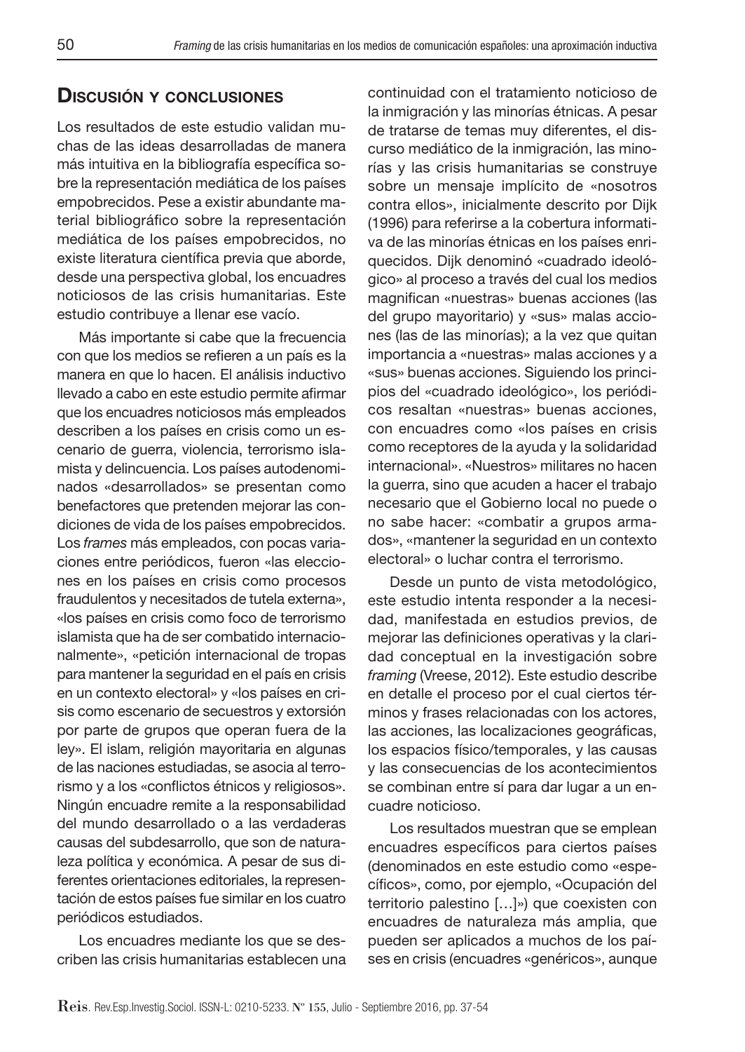## Discusión y conclusiones

Los resultados de este estudio validan muchas de las ideas desarrolladas de manera más intuitiva en la bibliografía específica sobre la representación mediática de los países empobrecidos. Pese a existir abundante material bibliográfico sobre la representación mediática de los países empobrecidos, no existe literatura científica previa que aborde, desde una perspectiva global, los encuadres noticiosos de las crisis humanitarias. Este estudio contribuye a llenar ese vacío.

Más importante si cabe que la frecuencia con que los medios se refieren a un país es la manera en que lo hacen. El análisis inductivo llevado a cabo en este estudio permite afirmar que los encuadres noticiosos más empleados describen a los países en crisis como un escenario de guerra, violencia, terrorismo islamista y delincuencia. Los países autodenominados «desarrollados» se presentan como benefactores que pretenden mejorar las condiciones de vida de los países empobrecidos. Los *frames* más empleados, con pocas variaciones entre periódicos, fueron «las elecciones en los países en crisis como procesos fraudulentos y necesitados de tutela externa», «los países en crisis como foco de terrorismo islamista que ha de ser combatido internacionalmente», «petición internacional de tropas para mantener la seguridad en el país en crisis en un contexto electoral» y «los países en crisis como escenario de secuestros y extorsión por parte de grupos que operan fuera de la ley». El islam, religión mayoritaria en algunas de las naciones estudiadas, se asocia al terrorismo y a los «conflictos étnicos y religiosos». Ningún encuadre remite a la responsabilidad del mundo desarrollado o a las verdaderas causas del subdesarrollo, que son de naturaleza política y económica. A pesar de sus diferentes orientaciones editoriales, la representación de estos países fue similar en los cuatro periódicos estudiados.

Los encuadres mediante los que se describen las crisis humanitarias establecen una continuidad con el tratamiento noticioso de la inmigración y las minorías étnicas. A pesar de tratarse de temas muy diferentes, el discurso mediático de la inmigración, las minorías y las crisis humanitarias se construye sobre un mensaje implícito de «nosotros contra ellos», inicialmente descrito por Dijk (1996) para referirse a la cobertura informativa de las minorías étnicas en los países enriquecidos. Dijk denominó «cuadrado ideológico» al proceso a través del cual los medios magnifican «nuestras» buenas acciones (las del grupo mayoritario) y «sus» malas acciones (las de las minorías); a la vez que quitan importancia a «nuestras» malas acciones y a «sus» buenas acciones. Siguiendo los principios del «cuadrado ideológico», los periódicos resaltan «nuestras» buenas acciones, con encuadres como «los países en crisis como receptores de la ayuda y la solidaridad internacional». «Nuestros» militares no hacen la guerra, sino que acuden a hacer el trabajo necesario que el Gobierno local no puede o no sabe hacer: «combatir a grupos armados», «mantener la seguridad en un contexto electoral» o luchar contra el terrorismo.

Desde un punto de vista metodológico, este estudio intenta responder a la necesidad, manifestada en estudios previos, de mejorar las definiciones operativas y la claridad conceptual en la investigación sobre *framing* (Vreese, 2012). Este estudio describe en detalle el proceso por el cual ciertos términos y frases relacionadas con los actores, las acciones, las localizaciones geográficas, los espacios físico/temporales, y las causas y las consecuencias de los acontecimientos se combinan entre sí para dar lugar a un encuadre noticioso.

Los resultados muestran que se emplean encuadres específicos para ciertos países (denominados en este estudio como «específicos», como, por ejemplo, «Ocupación del territorio palestino […]») que coexisten con encuadres de naturaleza más amplia, que pueden ser aplicados a muchos de los países en crisis (encuadres «genéricos», aunque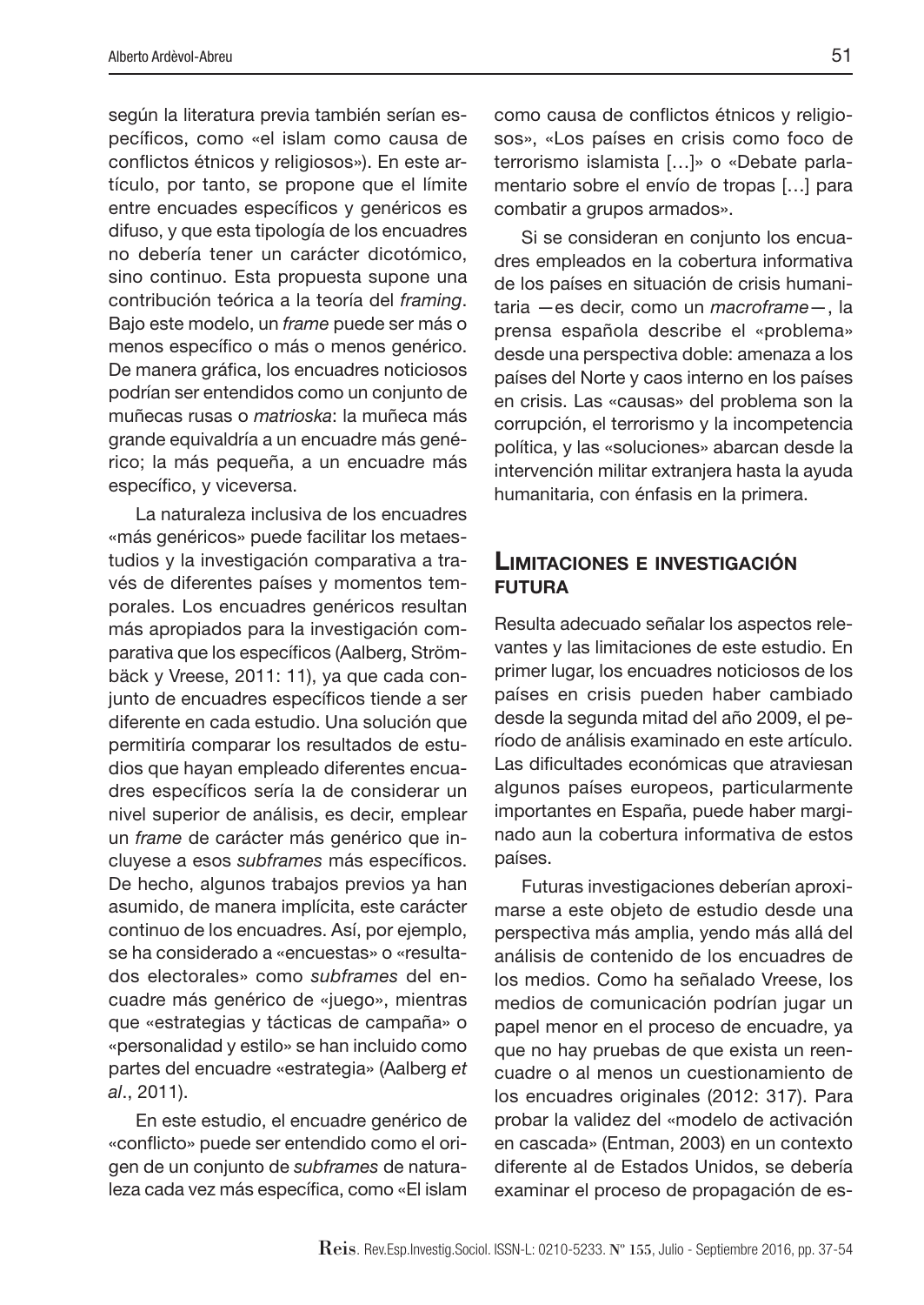según la literatura previa también serían específicos, como «el islam como causa de conflictos étnicos y religiosos»). En este artículo, por tanto, se propone que el límite entre encuades específicos y genéricos es difuso, y que esta tipología de los encuadres no debería tener un carácter dicotómico, sino continuo. Esta propuesta supone una contribución teórica a la teoría del *framing*. Bajo este modelo, un *frame* puede ser más o menos específico o más o menos genérico. De manera gráfica, los encuadres noticiosos podrían ser entendidos como un conjunto de muñecas rusas o *matrioska*: la muñeca más grande equivaldría a un encuadre más genérico; la más pequeña, a un encuadre más específico, y viceversa.

La naturaleza inclusiva de los encuadres «más genéricos» puede facilitar los metaestudios y la investigación comparativa a través de diferentes países y momentos temporales. Los encuadres genéricos resultan más apropiados para la investigación comparativa que los específicos (Aalberg, Strömbäck y Vreese, 2011: 11), ya que cada conjunto de encuadres específicos tiende a ser diferente en cada estudio. Una solución que permitiría comparar los resultados de estudios que hayan empleado diferentes encuadres específicos sería la de considerar un nivel superior de análisis, es decir, emplear un *frame* de carácter más genérico que incluyese a esos *subframes* más específicos. De hecho, algunos trabajos previos ya han asumido, de manera implícita, este carácter continuo de los encuadres. Así, por ejemplo, se ha considerado a «encuestas» o «resultados electorales» como *subframes* del encuadre más genérico de «juego», mientras que «estrategias y tácticas de campaña» o «personalidad y estilo» se han incluido como partes del encuadre «estrategia» (Aalberg *et al*., 2011).

En este estudio, el encuadre genérico de «conflicto» puede ser entendido como el origen de un conjunto de *subframes* de naturaleza cada vez más específica, como «El islam como causa de conflictos étnicos y religiosos», «Los países en crisis como foco de terrorismo islamista […]» o «Debate parlamentario sobre el envío de tropas […] para combatir a grupos armados».

Si se consideran en conjunto los encuadres empleados en la cobertura informativa de los países en situación de crisis humanitaria —es decir, como un *macroframe*—, la prensa española describe el «problema» desde una perspectiva doble: amenaza a los países del Norte y caos interno en los países en crisis. Las «causas» del problema son la corrupción, el terrorismo y la incompetencia política, y las «soluciones» abarcan desde la intervención militar extranjera hasta la ayuda humanitaria, con énfasis en la primera.

## Limitaciones e investigación futura

Resulta adecuado señalar los aspectos relevantes y las limitaciones de este estudio. En primer lugar, los encuadres noticiosos de los países en crisis pueden haber cambiado desde la segunda mitad del año 2009, el período de análisis examinado en este artículo. Las dificultades económicas que atraviesan algunos países europeos, particularmente importantes en España, puede haber marginado aun la cobertura informativa de estos países.

Futuras investigaciones deberían aproximarse a este objeto de estudio desde una perspectiva más amplia, yendo más allá del análisis de contenido de los encuadres de los medios. Como ha señalado Vreese, los medios de comunicación podrían jugar un papel menor en el proceso de encuadre, ya que no hay pruebas de que exista un reencuadre o al menos un cuestionamiento de los encuadres originales (2012: 317). Para probar la validez del «modelo de activación en cascada» (Entman, 2003) en un contexto diferente al de Estados Unidos, se debería examinar el proceso de propagación de es-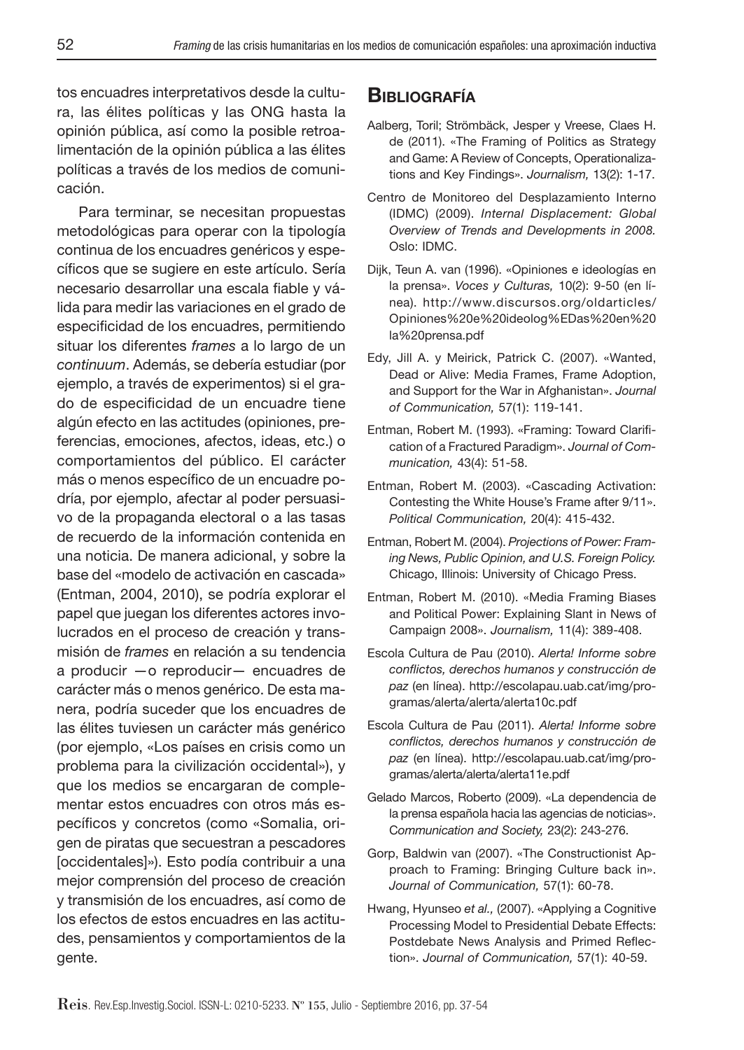tos encuadres interpretativos desde la cultura, las élites políticas y las ONG hasta la opinión pública, así como la posible retroalimentación de la opinión pública a las élites políticas a través de los medios de comunicación.

Para terminar, se necesitan propuestas metodológicas para operar con la tipología continua de los encuadres genéricos y específicos que se sugiere en este artículo. Sería necesario desarrollar una escala fiable y válida para medir las variaciones en el grado de especificidad de los encuadres, permitiendo situar los diferentes *frames* a lo largo de un *continuum*. Además, se debería estudiar (por ejemplo, a través de experimentos) si el grado de especificidad de un encuadre tiene algún efecto en las actitudes (opiniones, preferencias, emociones, afectos, ideas, etc.) o comportamientos del público. El carácter más o menos específico de un encuadre podría, por ejemplo, afectar al poder persuasivo de la propaganda electoral o a las tasas de recuerdo de la información contenida en una noticia. De manera adicional, y sobre la base del «modelo de activación en cascada» (Entman, 2004, 2010), se podría explorar el papel que juegan los diferentes actores involucrados en el proceso de creación y transmisión de *frames* en relación a su tendencia a producir —o reproducir— encuadres de carácter más o menos genérico. De esta manera, podría suceder que los encuadres de las élites tuviesen un carácter más genérico (por ejemplo, «Los países en crisis como un problema para la civilización occidental»), y que los medios se encargaran de complementar estos encuadres con otros más específicos y concretos (como «Somalia, origen de piratas que secuestran a pescadores [occidentales]»). Esto podía contribuir a una mejor comprensión del proceso de creación y transmisión de los encuadres, así como de los efectos de estos encuadres en las actitudes, pensamientos y comportamientos de la gente.

## Bibliografía

Aalberg, Toril; Strömbäck, Jesper y Vreese, Claes H. de (2011). «The Framing of Politics as Strategy and Game: A Review of Concepts, Operationalizations and Key Findings». *Journalism,* 13(2): 1-17.

Centro de Monitoreo del Desplazamiento Interno (IDMC) (2009). *Internal Displacement: Global Overview of Trends and Developments in 2008.* Oslo: IDMC.

Dijk, Teun A. van (1996). «Opiniones e ideologías en la prensa». *Voces y Culturas,* 10(2): 9-50 (en línea). http://www.discursos.org/oldarticles/Opiniones%20e%20ideolog%EDas%20en%20la%20prensa.pdf

Edy, Jill A. y Meirick, Patrick C. (2007). «Wanted, Dead or Alive: Media Frames, Frame Adoption, and Support for the War in Afghanistan». *Journal of Communication,* 57(1): 119-141.

Entman, Robert M. (1993). «Framing: Toward Clarification of a Fractured Paradigm». *Journal of Communication,* 43(4): 51-58.

Entman, Robert M. (2003). «Cascading Activation: Contesting the White House's Frame after 9/11». *Political Communication,* 20(4): 415-432.

Entman, Robert M. (2004). *Projections of Power: Framing News, Public Opinion, and U.S. Foreign Policy.* Chicago, Illinois: University of Chicago Press.

Entman, Robert M. (2010). «Media Framing Biases and Political Power: Explaining Slant in News of Campaign 2008». *Journalism,* 11(4): 389-408.

Escola Cultura de Pau (2010). *Alerta! Informe sobre conflictos, derechos humanos y construcción de paz* (en línea). http://escolapau.uab.cat/img/programas/alerta/alerta/alerta10c.pdf

Escola Cultura de Pau (2011). *Alerta! Informe sobre conflictos, derechos humanos y construcción de paz* (en línea). http://escolapau.uab.cat/img/programas/alerta/alerta/alerta11e.pdf

Gelado Marcos, Roberto (2009). «La dependencia de la prensa española hacia las agencias de noticias». *Communication and Society,* 23(2): 243-276.

Gorp, Baldwin van (2007). «The Constructionist Approach to Framing: Bringing Culture back in». *Journal of Communication,* 57(1): 60-78.

Hwang, Hyunseo *et al.,* (2007). «Applying a Cognitive Processing Model to Presidential Debate Effects: Postdebate News Analysis and Primed Reflection». *Journal of Communication,* 57(1): 40-59.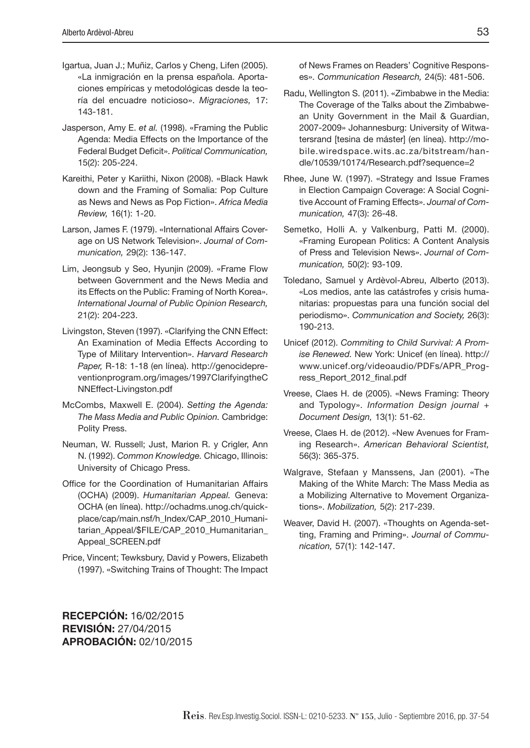Igartua, Juan J.; Muñiz, Carlos y Cheng, Lifen (2005). «La inmigración en la prensa española. Aportaciones empíricas y metodológicas desde la teoría del encuadre noticioso». *Migraciones,* 17: 143-181.

Jasperson, Amy E. *et al.* (1998). «Framing the Public Agenda: Media Effects on the Importance of the Federal Budget Deficit». *Political Communication,* 15(2): 205-224.

Kareithi, Peter y Kariithi, Nixon (2008). «Black Hawk down and the Framing of Somalia: Pop Culture as News and News as Pop Fiction». *Africa Media Review,* 16(1): 1-20.

Larson, James F. (1979). «International Affairs Coverage on US Network Television». *Journal of Communication,* 29(2): 136-147.

Lim, Jeongsub y Seo, Hyunjin (2009). «Frame Flow between Government and the News Media and its Effects on the Public: Framing of North Korea». *International Journal of Public Opinion Research,* 21(2): 204-223.

Livingston, Steven (1997). «Clarifying the CNN Effect: An Examination of Media Effects According to Type of Military Intervention». *Harvard Research Paper,* R-18: 1-18 (en línea). http://genocidepreventionprogram.org/images/1997ClarifyingtheCNNEffect-Livingston.pdf

McCombs, Maxwell E. (2004). *Setting the Agenda: The Mass Media and Public Opinion.* Cambridge: Polity Press.

Neuman, W. Russell; Just, Marion R. y Crigler, Ann N. (1992). *Common Knowledge.* Chicago, Illinois: University of Chicago Press.

Office for the Coordination of Humanitarian Affairs (OCHA) (2009). *Humanitarian Appeal.* Geneva: OCHA (en línea). http://ochadms.unog.ch/quickplace/cap/main.nsf/h_Index/CAP_2010_Humanitarian_Appeal/$FILE/CAP_2010_Humanitarian_Appeal_SCREEN.pdf

Price, Vincent; Tewksbury, David y Powers, Elizabeth (1997). «Switching Trains of Thought: The Impact of News Frames on Readers' Cognitive Responses». *Communication Research,* 24(5): 481-506.

Radu, Wellington S. (2011). «Zimbabwe in the Media: The Coverage of the Talks about the Zimbabwean Unity Government in the Mail & Guardian, 2007-2009» Johannesburg: University of Witwatersrand [tesina de máster] (en línea). http://mobile.wiredspace.wits.ac.za/bitstream/handle/10539/10174/Research.pdf?sequence=2

Rhee, June W. (1997). «Strategy and Issue Frames in Election Campaign Coverage: A Social Cognitive Account of Framing Effects». *Journal of Communication,* 47(3): 26-48.

Semetko, Holli A. y Valkenburg, Patti M. (2000). «Framing European Politics: A Content Analysis of Press and Television News». *Journal of Communication,* 50(2): 93-109.

Toledano, Samuel y Ardèvol-Abreu, Alberto (2013). «Los medios, ante las catástrofes y crisis humanitarias: propuestas para una función social del periodismo». *Communication and Society,* 26(3): 190-213.

Unicef (2012). *Commiting to Child Survival: A Promise Renewed.* New York: Unicef (en línea). http://www.unicef.org/videoaudio/PDFs/APR_Progress_Report_2012_final.pdf

Vreese, Claes H. de (2005). «News Framing: Theory and Typology». *Information Design journal + Document Design,* 13(1): 51-62.

Vreese, Claes H. de (2012). «New Avenues for Framing Research». *American Behavioral Scientist,* 56(3): 365-375.

Walgrave, Stefaan y Manssens, Jan (2001). «The Making of the White March: The Mass Media as a Mobilizing Alternative to Movement Organizations». *Mobilization,* 5(2): 217-239.

Weaver, David H. (2007). «Thoughts on Agenda-setting, Framing and Priming». *Journal of Communication,* 57(1): 142-147.

**RECEPCIÓN:** 16/02/2015
**REVISIÓN:** 27/04/2015
**APROBACIÓN:** 02/10/2015